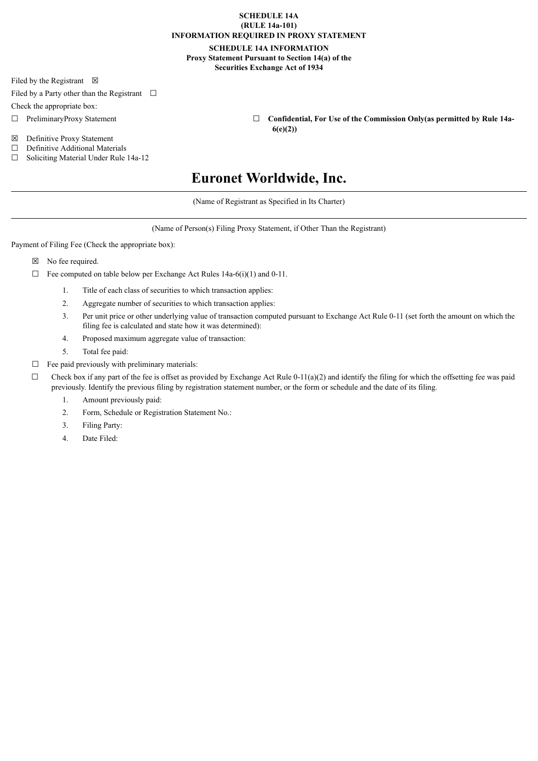**SCHEDULE 14A**
**(RULE 14a-101)**
**INFORMATION REQUIRED IN PROXY STATEMENT**

**SCHEDULE 14A INFORMATION**
**Proxy Statement Pursuant to Section 14(a) of the**
**Securities Exchange Act of 1934**

Filed by the Registrant ☒

Filed by a Party other than the Registrant ☐

Check the appropriate box:

☐ PreliminaryProxy Statement

☐ **Confidential, For Use of the Commission Only(as permitted by Rule 14a-6(e)(2))**

☒ Definitive Proxy Statement
☐ Definitive Additional Materials
☐ Soliciting Material Under Rule 14a-12

# Euronet Worldwide, Inc.

(Name of Registrant as Specified in Its Charter)

(Name of Person(s) Filing Proxy Statement, if Other Than the Registrant)

Payment of Filing Fee (Check the appropriate box):

☒ No fee required.

☐ Fee computed on table below per Exchange Act Rules 14a-6(i)(1) and 0-11.

1. Title of each class of securities to which transaction applies:
2. Aggregate number of securities to which transaction applies:
3. Per unit price or other underlying value of transaction computed pursuant to Exchange Act Rule 0-11 (set forth the amount on which the filing fee is calculated and state how it was determined):
4. Proposed maximum aggregate value of transaction:
5. Total fee paid:

☐ Fee paid previously with preliminary materials:

☐ Check box if any part of the fee is offset as provided by Exchange Act Rule 0-11(a)(2) and identify the filing for which the offsetting fee was paid previously. Identify the previous filing by registration statement number, or the form or schedule and the date of its filing.

1. Amount previously paid:
2. Form, Schedule or Registration Statement No.:
3. Filing Party:
4. Date Filed: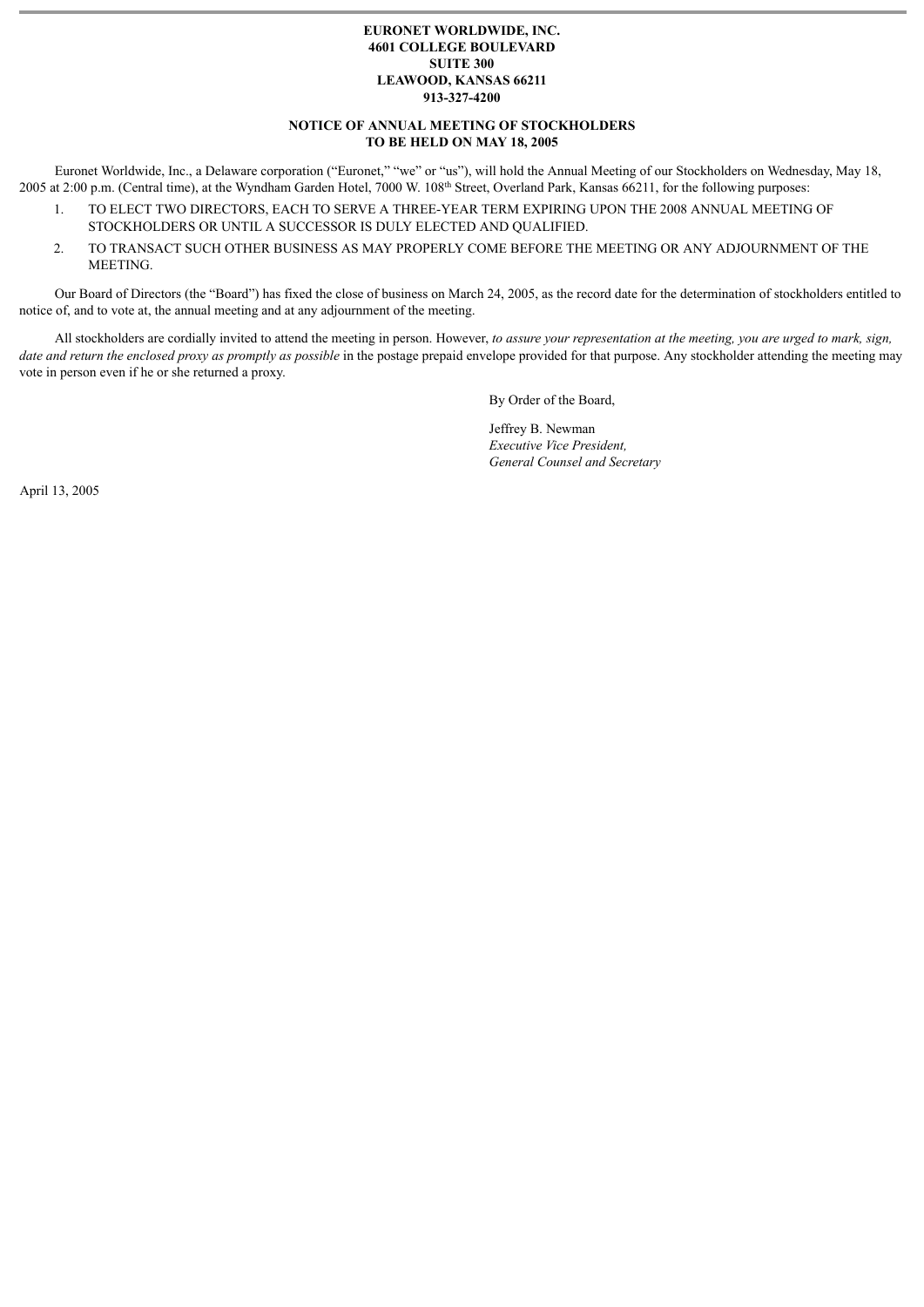**EURONET WORLDWIDE, INC.**
**4601 COLLEGE BOULEVARD**
**SUITE 300**
**LEAWOOD, KANSAS 66211**
**913-327-4200**

## NOTICE OF ANNUAL MEETING OF STOCKHOLDERS TO BE HELD ON MAY 18, 2005

Euronet Worldwide, Inc., a Delaware corporation ("Euronet," "we" or "us"), will hold the Annual Meeting of our Stockholders on Wednesday, May 18, 2005 at 2:00 p.m. (Central time), at the Wyndham Garden Hotel, 7000 W. 108th Street, Overland Park, Kansas 66211, for the following purposes:

1. TO ELECT TWO DIRECTORS, EACH TO SERVE A THREE-YEAR TERM EXPIRING UPON THE 2008 ANNUAL MEETING OF STOCKHOLDERS OR UNTIL A SUCCESSOR IS DULY ELECTED AND QUALIFIED.
2. TO TRANSACT SUCH OTHER BUSINESS AS MAY PROPERLY COME BEFORE THE MEETING OR ANY ADJOURNMENT OF THE MEETING.

Our Board of Directors (the "Board") has fixed the close of business on March 24, 2005, as the record date for the determination of stockholders entitled to notice of, and to vote at, the annual meeting and at any adjournment of the meeting.

All stockholders are cordially invited to attend the meeting in person. However, *to assure your representation at the meeting, you are urged to mark, sign, date and return the enclosed proxy as promptly as possible* in the postage prepaid envelope provided for that purpose. Any stockholder attending the meeting may vote in person even if he or she returned a proxy.

By Order of the Board,

Jeffrey B. Newman
*Executive Vice President,*
*General Counsel and Secretary*

April 13, 2005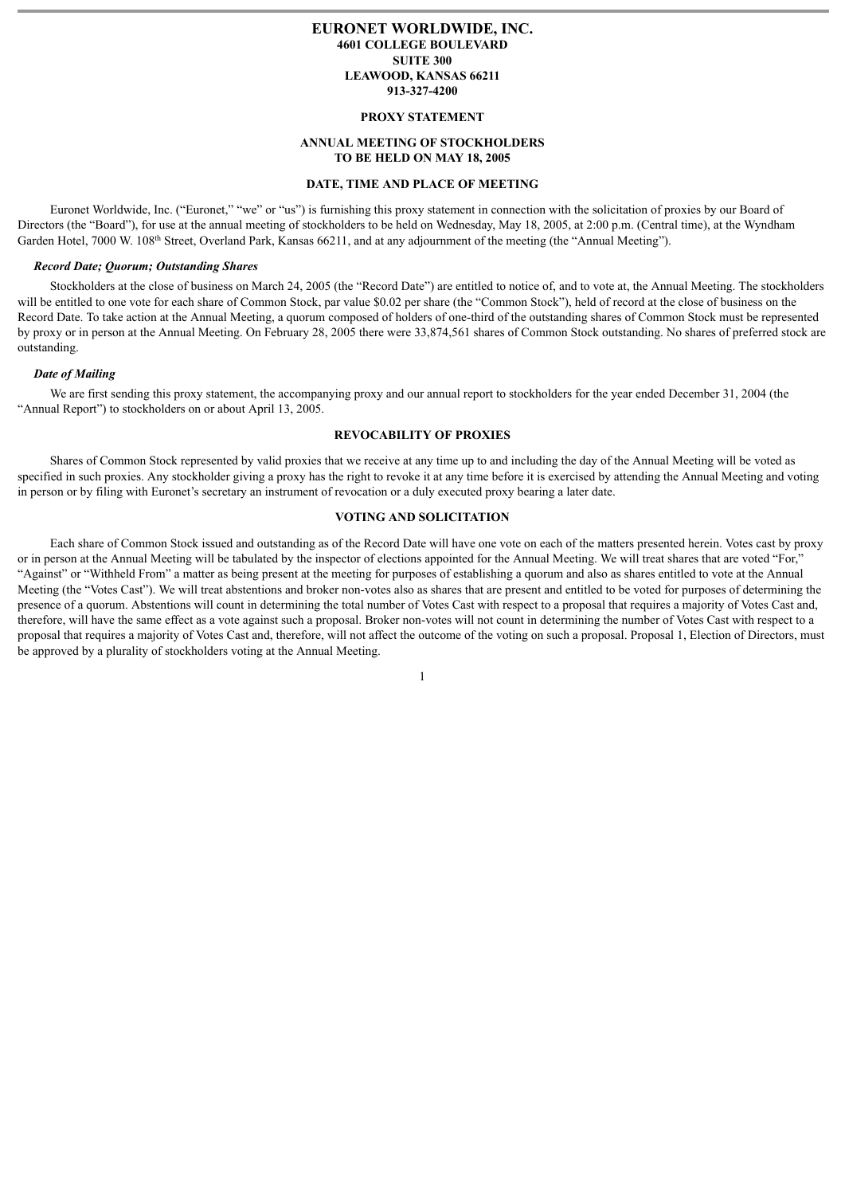# EURONET WORLDWIDE, INC.

**4601 COLLEGE BOULEVARD**
**SUITE 300**
**LEAWOOD, KANSAS 66211**
**913-327-4200**

## PROXY STATEMENT

## ANNUAL MEETING OF STOCKHOLDERS TO BE HELD ON MAY 18, 2005

## DATE, TIME AND PLACE OF MEETING

Euronet Worldwide, Inc. ("Euronet," "we" or "us") is furnishing this proxy statement in connection with the solicitation of proxies by our Board of Directors (the "Board"), for use at the annual meeting of stockholders to be held on Wednesday, May 18, 2005, at 2:00 p.m. (Central time), at the Wyndham Garden Hotel, 7000 W. 108th Street, Overland Park, Kansas 66211, and at any adjournment of the meeting (the "Annual Meeting").

### *Record Date; Quorum; Outstanding Shares*

Stockholders at the close of business on March 24, 2005 (the "Record Date") are entitled to notice of, and to vote at, the Annual Meeting. The stockholders will be entitled to one vote for each share of Common Stock, par value $0.02 per share (the "Common Stock"), held of record at the close of business on the Record Date. To take action at the Annual Meeting, a quorum composed of holders of one-third of the outstanding shares of Common Stock must be represented by proxy or in person at the Annual Meeting. On February 28, 2005 there were 33,874,561 shares of Common Stock outstanding. No shares of preferred stock are outstanding.

### *Date of Mailing*

We are first sending this proxy statement, the accompanying proxy and our annual report to stockholders for the year ended December 31, 2004 (the "Annual Report") to stockholders on or about April 13, 2005.

## REVOCABILITY OF PROXIES

Shares of Common Stock represented by valid proxies that we receive at any time up to and including the day of the Annual Meeting will be voted as specified in such proxies. Any stockholder giving a proxy has the right to revoke it at any time before it is exercised by attending the Annual Meeting and voting in person or by filing with Euronet's secretary an instrument of revocation or a duly executed proxy bearing a later date.

## VOTING AND SOLICITATION

Each share of Common Stock issued and outstanding as of the Record Date will have one vote on each of the matters presented herein. Votes cast by proxy or in person at the Annual Meeting will be tabulated by the inspector of elections appointed for the Annual Meeting. We will treat shares that are voted "For," "Against" or "Withheld From" a matter as being present at the meeting for purposes of establishing a quorum and also as shares entitled to vote at the Annual Meeting (the "Votes Cast"). We will treat abstentions and broker non-votes also as shares that are present and entitled to be voted for purposes of determining the presence of a quorum. Abstentions will count in determining the total number of Votes Cast with respect to a proposal that requires a majority of Votes Cast and, therefore, will have the same effect as a vote against such a proposal. Broker non-votes will not count in determining the number of Votes Cast with respect to a proposal that requires a majority of Votes Cast and, therefore, will not affect the outcome of the voting on such a proposal. Proposal 1, Election of Directors, must be approved by a plurality of stockholders voting at the Annual Meeting.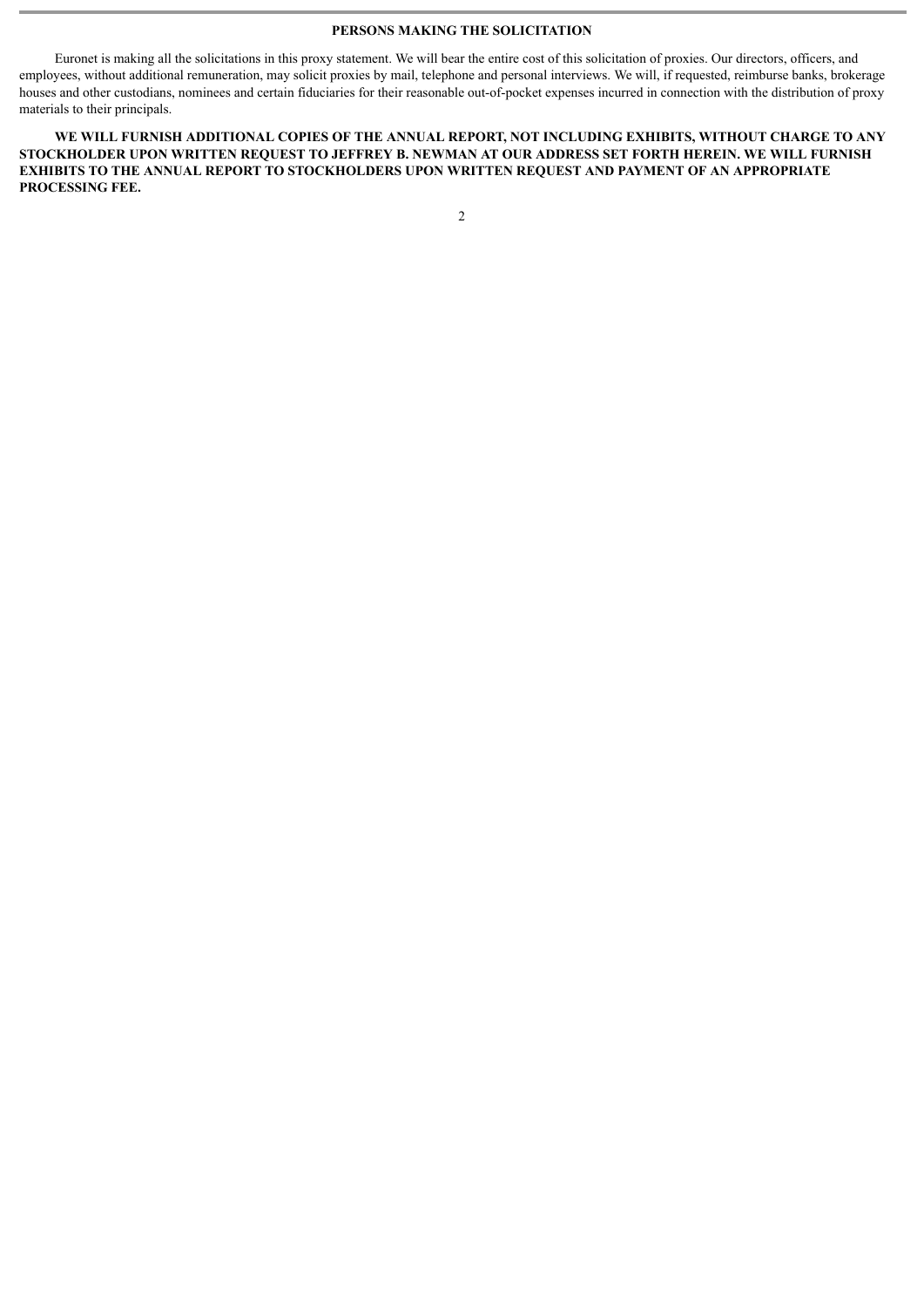## PERSONS MAKING THE SOLICITATION

Euronet is making all the solicitations in this proxy statement. We will bear the entire cost of this solicitation of proxies. Our directors, officers, and employees, without additional remuneration, may solicit proxies by mail, telephone and personal interviews. We will, if requested, reimburse banks, brokerage houses and other custodians, nominees and certain fiduciaries for their reasonable out-of-pocket expenses incurred in connection with the distribution of proxy materials to their principals.

**WE WILL FURNISH ADDITIONAL COPIES OF THE ANNUAL REPORT, NOT INCLUDING EXHIBITS, WITHOUT CHARGE TO ANY STOCKHOLDER UPON WRITTEN REQUEST TO JEFFREY B. NEWMAN AT OUR ADDRESS SET FORTH HEREIN. WE WILL FURNISH EXHIBITS TO THE ANNUAL REPORT TO STOCKHOLDERS UPON WRITTEN REQUEST AND PAYMENT OF AN APPROPRIATE PROCESSING FEE.**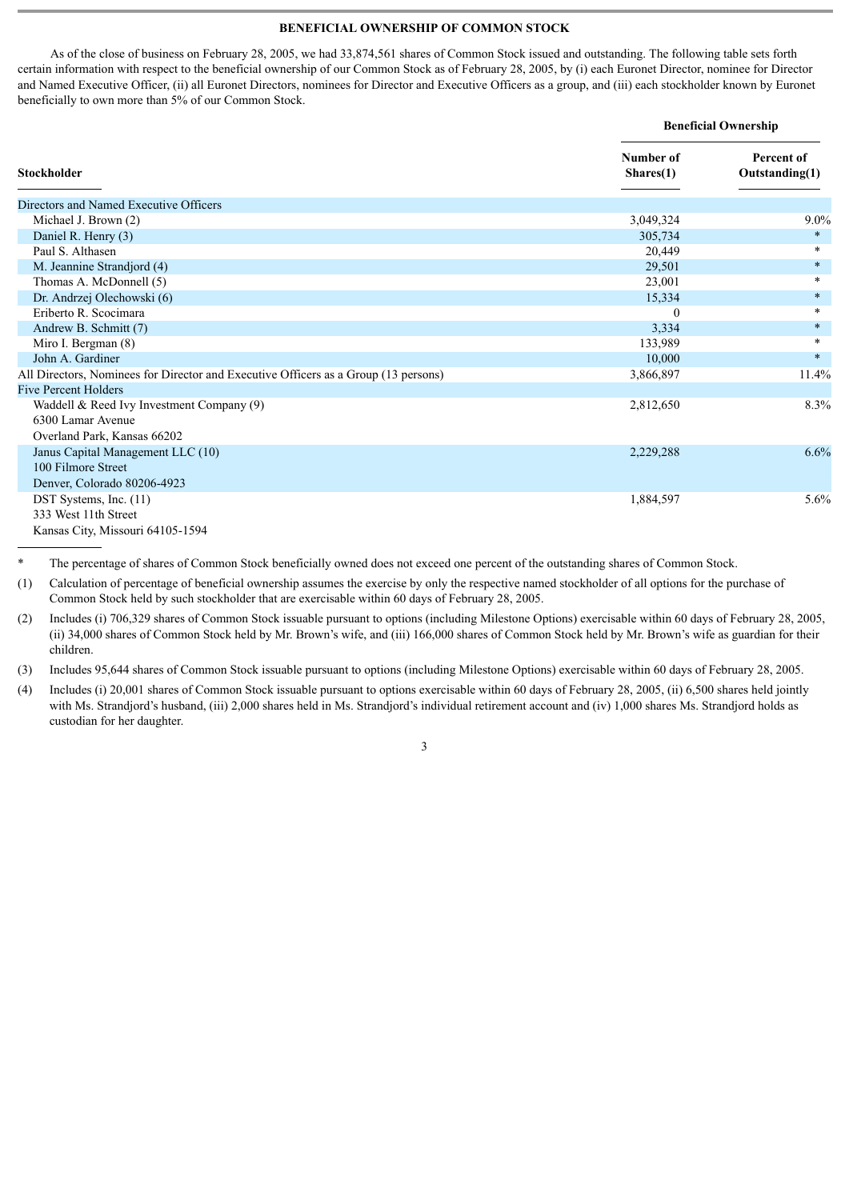## BENEFICIAL OWNERSHIP OF COMMON STOCK

As of the close of business on February 28, 2005, we had 33,874,561 shares of Common Stock issued and outstanding. The following table sets forth certain information with respect to the beneficial ownership of our Common Stock as of February 28, 2005, by (i) each Euronet Director, nominee for Director and Named Executive Officer, (ii) all Euronet Directors, nominees for Director and Executive Officers as a group, and (iii) each stockholder known by Euronet beneficially to own more than 5% of our Common Stock.

| Stockholder | Beneficial Ownership | |
|---|---|---|
| | Number of Shares(1) | Percent of Outstanding(1) |
| Directors and Named Executive Officers | | |
| Michael J. Brown (2) | 3,049,324 | 9.0% |
| Daniel R. Henry (3) | 305,734 | * |
| Paul S. Althasen | 20,449 | * |
| M. Jeannine Strandjord (4) | 29,501 | * |
| Thomas A. McDonnell (5) | 23,001 | * |
| Dr. Andrzej Olechowski (6) | 15,334 | * |
| Eriberto R. Scocimara | 0 | * |
| Andrew B. Schmitt (7) | 3,334 | * |
| Miro I. Bergman (8) | 133,989 | * |
| John A. Gardiner | 10,000 | * |
| All Directors, Nominees for Director and Executive Officers as a Group (13 persons) | 3,866,897 | 11.4% |
| Five Percent Holders | | |
| Waddell & Reed Ivy Investment Company (9)<br>6300 Lamar Avenue<br>Overland Park, Kansas 66202 | 2,812,650 | 8.3% |
| Janus Capital Management LLC (10)<br>100 Filmore Street<br>Denver, Colorado 80206-4923 | 2,229,288 | 6.6% |
| DST Systems, Inc. (11)<br>333 West 11th Street<br>Kansas City, Missouri 64105-1594 | 1,884,597 | 5.6% |

\* The percentage of shares of Common Stock beneficially owned does not exceed one percent of the outstanding shares of Common Stock.

(1) Calculation of percentage of beneficial ownership assumes the exercise by only the respective named stockholder of all options for the purchase of Common Stock held by such stockholder that are exercisable within 60 days of February 28, 2005.

(2) Includes (i) 706,329 shares of Common Stock issuable pursuant to options (including Milestone Options) exercisable within 60 days of February 28, 2005, (ii) 34,000 shares of Common Stock held by Mr. Brown's wife, and (iii) 166,000 shares of Common Stock held by Mr. Brown's wife as guardian for their children.

(3) Includes 95,644 shares of Common Stock issuable pursuant to options (including Milestone Options) exercisable within 60 days of February 28, 2005.

(4) Includes (i) 20,001 shares of Common Stock issuable pursuant to options exercisable within 60 days of February 28, 2005, (ii) 6,500 shares held jointly with Ms. Strandjord's husband, (iii) 2,000 shares held in Ms. Strandjord's individual retirement account and (iv) 1,000 shares Ms. Strandjord holds as custodian for her daughter.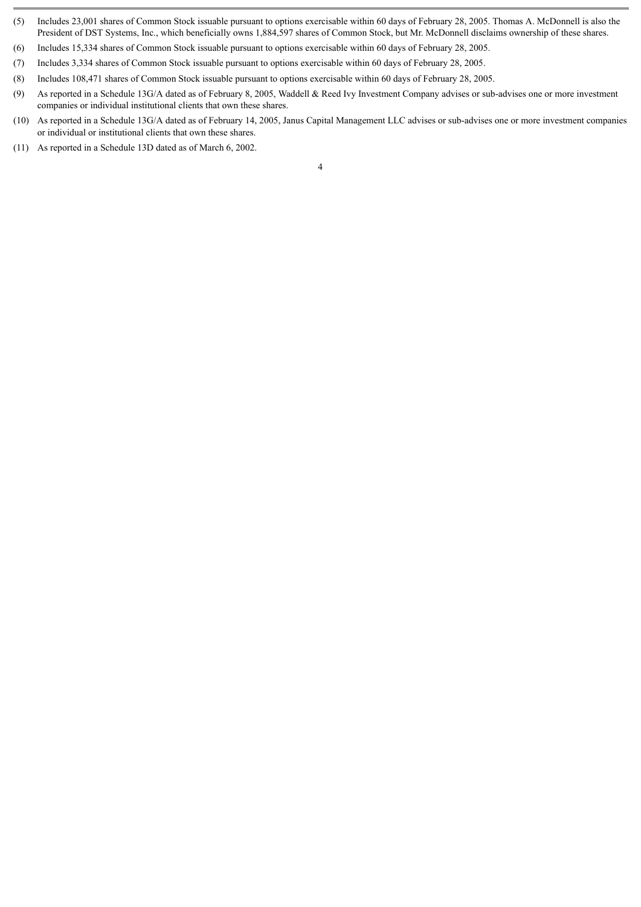(5) Includes 23,001 shares of Common Stock issuable pursuant to options exercisable within 60 days of February 28, 2005. Thomas A. McDonnell is also the President of DST Systems, Inc., which beneficially owns 1,884,597 shares of Common Stock, but Mr. McDonnell disclaims ownership of these shares.

(6) Includes 15,334 shares of Common Stock issuable pursuant to options exercisable within 60 days of February 28, 2005.

(7) Includes 3,334 shares of Common Stock issuable pursuant to options exercisable within 60 days of February 28, 2005.

(8) Includes 108,471 shares of Common Stock issuable pursuant to options exercisable within 60 days of February 28, 2005.

(9) As reported in a Schedule 13G/A dated as of February 8, 2005, Waddell & Reed Ivy Investment Company advises or sub-advises one or more investment companies or individual institutional clients that own these shares.

(10) As reported in a Schedule 13G/A dated as of February 14, 2005, Janus Capital Management LLC advises or sub-advises one or more investment companies or individual or institutional clients that own these shares.

(11) As reported in a Schedule 13D dated as of March 6, 2002.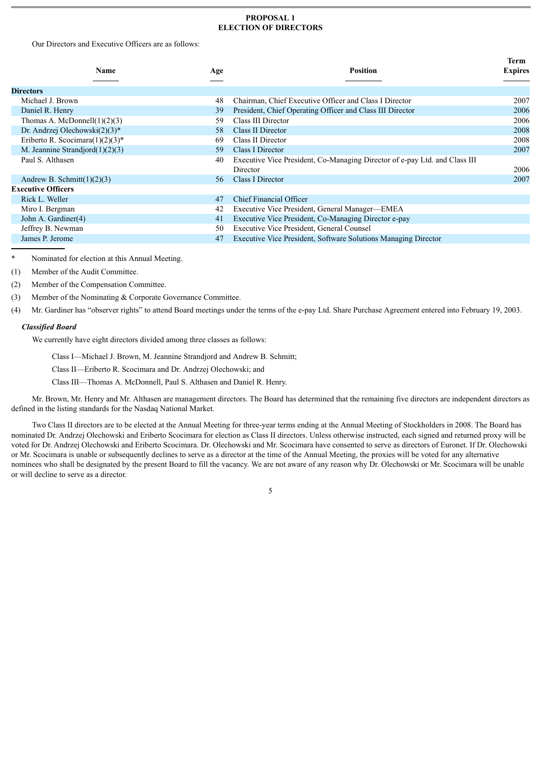## PROPOSAL 1
## ELECTION OF DIRECTORS

Our Directors and Executive Officers are as follows:

| Name | Age | Position | Term Expires |
|---|---|---|---|
| **Directors** | | | |
| Michael J. Brown | 48 | Chairman, Chief Executive Officer and Class I Director | 2007 |
| Daniel R. Henry | 39 | President, Chief Operating Officer and Class III Director | 2006 |
| Thomas A. McDonnell(1)(2)(3) | 59 | Class III Director | 2006 |
| Dr. Andrzej Olechowski(2)(3)* | 58 | Class II Director | 2008 |
| Eriberto R. Scocimara(1)(2)(3)* | 69 | Class II Director | 2008 |
| M. Jeannine Strandjord(1)(2)(3) | 59 | Class I Director | 2007 |
| Paul S. Althasen | 40 | Executive Vice President, Co-Managing Director of e-pay Ltd. and Class III Director | 2006 |
| Andrew B. Schmitt(1)(2)(3) | 56 | Class I Director | 2007 |
| **Executive Officers** | | | |
| Rick L. Weller | 47 | Chief Financial Officer | |
| Miro I. Bergman | 42 | Executive Vice President, General Manager—EMEA | |
| John A. Gardiner(4) | 41 | Executive Vice President, Co-Managing Director e-pay | |
| Jeffrey B. Newman | 50 | Executive Vice President, General Counsel | |
| James P. Jerome | 47 | Executive Vice President, Software Solutions Managing Director | |

\* Nominated for election at this Annual Meeting.

(1) Member of the Audit Committee.

(2) Member of the Compensation Committee.

(3) Member of the Nominating & Corporate Governance Committee.

(4) Mr. Gardiner has "observer rights" to attend Board meetings under the terms of the e-pay Ltd. Share Purchase Agreement entered into February 19, 2003.

### *Classified Board*

We currently have eight directors divided among three classes as follows:

Class I—Michael J. Brown, M. Jeannine Strandjord and Andrew B. Schmitt;

Class II—Eriberto R. Scocimara and Dr. Andrzej Olechowski; and

Class III—Thomas A. McDonnell, Paul S. Althasen and Daniel R. Henry.

Mr. Brown, Mr. Henry and Mr. Althasen are management directors. The Board has determined that the remaining five directors are independent directors as defined in the listing standards for the Nasdaq National Market.

Two Class II directors are to be elected at the Annual Meeting for three-year terms ending at the Annual Meeting of Stockholders in 2008. The Board has nominated Dr. Andrzej Olechowski and Eriberto Scocimara for election as Class II directors. Unless otherwise instructed, each signed and returned proxy will be voted for Dr. Andrzej Olechowski and Eriberto Scocimara. Dr. Olechowski and Mr. Scocimara have consented to serve as directors of Euronet. If Dr. Olechowski or Mr. Scocimara is unable or subsequently declines to serve as a director at the time of the Annual Meeting, the proxies will be voted for any alternative nominees who shall be designated by the present Board to fill the vacancy. We are not aware of any reason why Dr. Olechowski or Mr. Scocimara will be unable or will decline to serve as a director.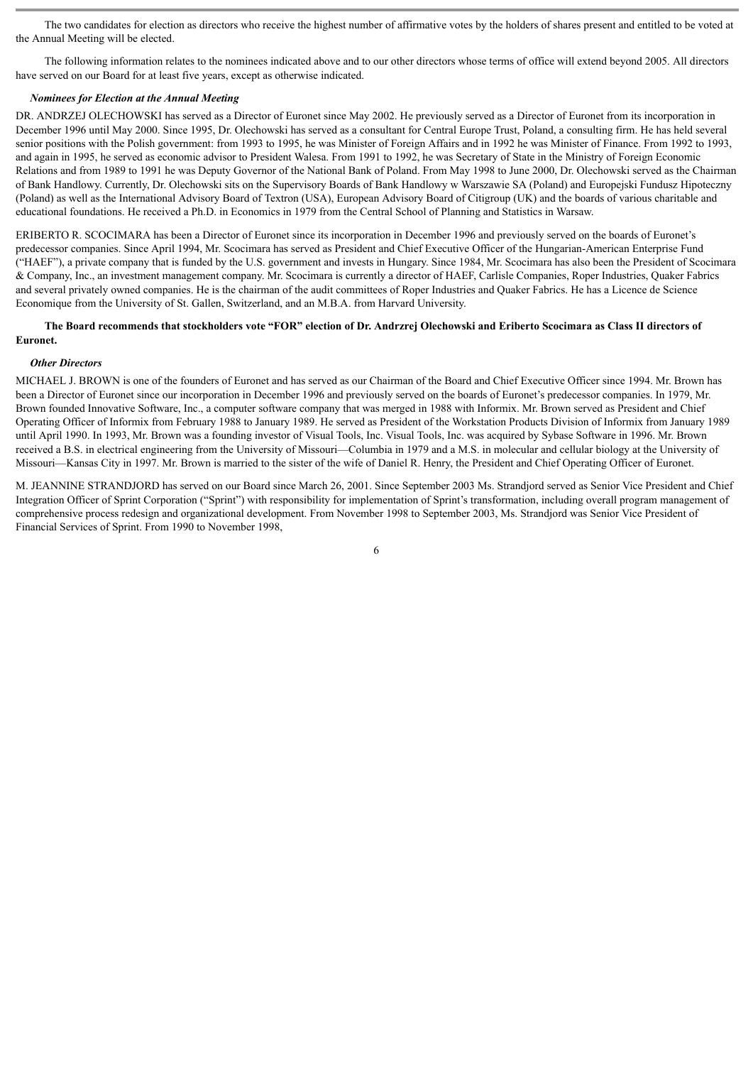The two candidates for election as directors who receive the highest number of affirmative votes by the holders of shares present and entitled to be voted at the Annual Meeting will be elected.

The following information relates to the nominees indicated above and to our other directors whose terms of office will extend beyond 2005. All directors have served on our Board for at least five years, except as otherwise indicated.

### *Nominees for Election at the Annual Meeting*

DR. ANDRZEJ OLECHOWSKI has served as a Director of Euronet since May 2002. He previously served as a Director of Euronet from its incorporation in December 1996 until May 2000. Since 1995, Dr. Olechowski has served as a consultant for Central Europe Trust, Poland, a consulting firm. He has held several senior positions with the Polish government: from 1993 to 1995, he was Minister of Foreign Affairs and in 1992 he was Minister of Finance. From 1992 to 1993, and again in 1995, he served as economic advisor to President Walesa. From 1991 to 1992, he was Secretary of State in the Ministry of Foreign Economic Relations and from 1989 to 1991 he was Deputy Governor of the National Bank of Poland. From May 1998 to June 2000, Dr. Olechowski served as the Chairman of Bank Handlowy. Currently, Dr. Olechowski sits on the Supervisory Boards of Bank Handlowy w Warszawie SA (Poland) and Europejski Fundusz Hipoteczny (Poland) as well as the International Advisory Board of Textron (USA), European Advisory Board of Citigroup (UK) and the boards of various charitable and educational foundations. He received a Ph.D. in Economics in 1979 from the Central School of Planning and Statistics in Warsaw.

ERIBERTO R. SCOCIMARA has been a Director of Euronet since its incorporation in December 1996 and previously served on the boards of Euronet's predecessor companies. Since April 1994, Mr. Scocimara has served as President and Chief Executive Officer of the Hungarian-American Enterprise Fund ("HAEF"), a private company that is funded by the U.S. government and invests in Hungary. Since 1984, Mr. Scocimara has also been the President of Scocimara & Company, Inc., an investment management company. Mr. Scocimara is currently a director of HAEF, Carlisle Companies, Roper Industries, Quaker Fabrics and several privately owned companies. He is the chairman of the audit committees of Roper Industries and Quaker Fabrics. He has a Licence de Science Economique from the University of St. Gallen, Switzerland, and an M.B.A. from Harvard University.

**The Board recommends that stockholders vote "FOR" election of Dr. Andrzrej Olechowski and Eriberto Scocimara as Class II directors of Euronet.**

### *Other Directors*

MICHAEL J. BROWN is one of the founders of Euronet and has served as our Chairman of the Board and Chief Executive Officer since 1994. Mr. Brown has been a Director of Euronet since our incorporation in December 1996 and previously served on the boards of Euronet's predecessor companies. In 1979, Mr. Brown founded Innovative Software, Inc., a computer software company that was merged in 1988 with Informix. Mr. Brown served as President and Chief Operating Officer of Informix from February 1988 to January 1989. He served as President of the Workstation Products Division of Informix from January 1989 until April 1990. In 1993, Mr. Brown was a founding investor of Visual Tools, Inc. Visual Tools, Inc. was acquired by Sybase Software in 1996. Mr. Brown received a B.S. in electrical engineering from the University of Missouri—Columbia in 1979 and a M.S. in molecular and cellular biology at the University of Missouri—Kansas City in 1997. Mr. Brown is married to the sister of the wife of Daniel R. Henry, the President and Chief Operating Officer of Euronet.

M. JEANNINE STRANDJORD has served on our Board since March 26, 2001. Since September 2003 Ms. Strandjord served as Senior Vice President and Chief Integration Officer of Sprint Corporation ("Sprint") with responsibility for implementation of Sprint's transformation, including overall program management of comprehensive process redesign and organizational development. From November 1998 to September 2003, Ms. Strandjord was Senior Vice President of Financial Services of Sprint. From 1990 to November 1998,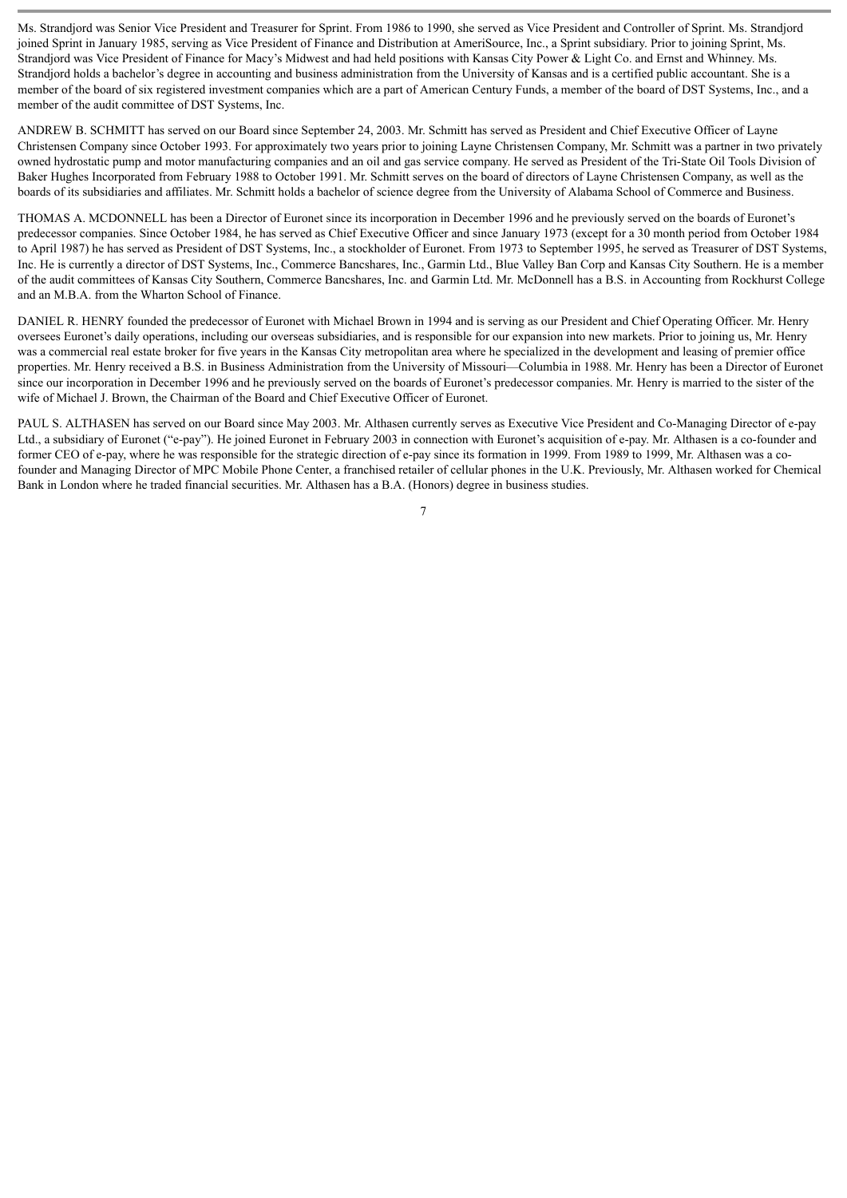Ms. Strandjord was Senior Vice President and Treasurer for Sprint. From 1986 to 1990, she served as Vice President and Controller of Sprint. Ms. Strandjord joined Sprint in January 1985, serving as Vice President of Finance and Distribution at AmeriSource, Inc., a Sprint subsidiary. Prior to joining Sprint, Ms. Strandjord was Vice President of Finance for Macy's Midwest and had held positions with Kansas City Power & Light Co. and Ernst and Whinney. Ms. Strandjord holds a bachelor's degree in accounting and business administration from the University of Kansas and is a certified public accountant. She is a member of the board of six registered investment companies which are a part of American Century Funds, a member of the board of DST Systems, Inc., and a member of the audit committee of DST Systems, Inc.

ANDREW B. SCHMITT has served on our Board since September 24, 2003. Mr. Schmitt has served as President and Chief Executive Officer of Layne Christensen Company since October 1993. For approximately two years prior to joining Layne Christensen Company, Mr. Schmitt was a partner in two privately owned hydrostatic pump and motor manufacturing companies and an oil and gas service company. He served as President of the Tri-State Oil Tools Division of Baker Hughes Incorporated from February 1988 to October 1991. Mr. Schmitt serves on the board of directors of Layne Christensen Company, as well as the boards of its subsidiaries and affiliates. Mr. Schmitt holds a bachelor of science degree from the University of Alabama School of Commerce and Business.

THOMAS A. MCDONNELL has been a Director of Euronet since its incorporation in December 1996 and he previously served on the boards of Euronet's predecessor companies. Since October 1984, he has served as Chief Executive Officer and since January 1973 (except for a 30 month period from October 1984 to April 1987) he has served as President of DST Systems, Inc., a stockholder of Euronet. From 1973 to September 1995, he served as Treasurer of DST Systems, Inc. He is currently a director of DST Systems, Inc., Commerce Bancshares, Inc., Garmin Ltd., Blue Valley Ban Corp and Kansas City Southern. He is a member of the audit committees of Kansas City Southern, Commerce Bancshares, Inc. and Garmin Ltd. Mr. McDonnell has a B.S. in Accounting from Rockhurst College and an M.B.A. from the Wharton School of Finance.

DANIEL R. HENRY founded the predecessor of Euronet with Michael Brown in 1994 and is serving as our President and Chief Operating Officer. Mr. Henry oversees Euronet's daily operations, including our overseas subsidiaries, and is responsible for our expansion into new markets. Prior to joining us, Mr. Henry was a commercial real estate broker for five years in the Kansas City metropolitan area where he specialized in the development and leasing of premier office properties. Mr. Henry received a B.S. in Business Administration from the University of Missouri—Columbia in 1988. Mr. Henry has been a Director of Euronet since our incorporation in December 1996 and he previously served on the boards of Euronet's predecessor companies. Mr. Henry is married to the sister of the wife of Michael J. Brown, the Chairman of the Board and Chief Executive Officer of Euronet.

PAUL S. ALTHASEN has served on our Board since May 2003. Mr. Althasen currently serves as Executive Vice President and Co-Managing Director of e-pay Ltd., a subsidiary of Euronet ("e-pay"). He joined Euronet in February 2003 in connection with Euronet's acquisition of e-pay. Mr. Althasen is a co-founder and former CEO of e-pay, where he was responsible for the strategic direction of e-pay since its formation in 1999. From 1989 to 1999, Mr. Althasen was a co-founder and Managing Director of MPC Mobile Phone Center, a franchised retailer of cellular phones in the U.K. Previously, Mr. Althasen worked for Chemical Bank in London where he traded financial securities. Mr. Althasen has a B.A. (Honors) degree in business studies.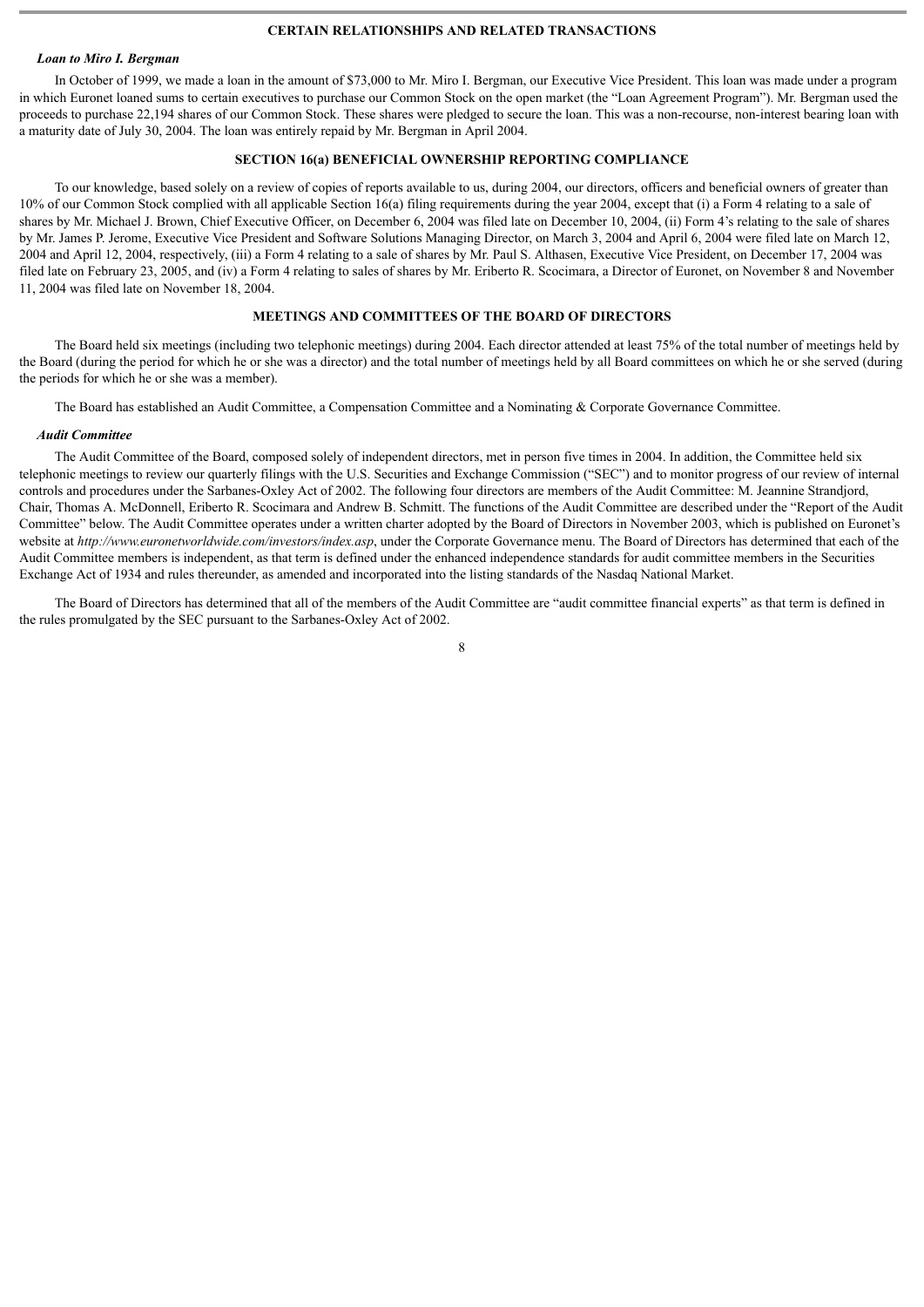## CERTAIN RELATIONSHIPS AND RELATED TRANSACTIONS

### *Loan to Miro I. Bergman*

In October of 1999, we made a loan in the amount of $73,000 to Mr. Miro I. Bergman, our Executive Vice President. This loan was made under a program in which Euronet loaned sums to certain executives to purchase our Common Stock on the open market (the "Loan Agreement Program"). Mr. Bergman used the proceeds to purchase 22,194 shares of our Common Stock. These shares were pledged to secure the loan. This was a non-recourse, non-interest bearing loan with a maturity date of July 30, 2004. The loan was entirely repaid by Mr. Bergman in April 2004.

## SECTION 16(a) BENEFICIAL OWNERSHIP REPORTING COMPLIANCE

To our knowledge, based solely on a review of copies of reports available to us, during 2004, our directors, officers and beneficial owners of greater than 10% of our Common Stock complied with all applicable Section 16(a) filing requirements during the year 2004, except that (i) a Form 4 relating to a sale of shares by Mr. Michael J. Brown, Chief Executive Officer, on December 6, 2004 was filed late on December 10, 2004, (ii) Form 4's relating to the sale of shares by Mr. James P. Jerome, Executive Vice President and Software Solutions Managing Director, on March 3, 2004 and April 6, 2004 were filed late on March 12, 2004 and April 12, 2004, respectively, (iii) a Form 4 relating to a sale of shares by Mr. Paul S. Althasen, Executive Vice President, on December 17, 2004 was filed late on February 23, 2005, and (iv) a Form 4 relating to sales of shares by Mr. Eriberto R. Scocimara, a Director of Euronet, on November 8 and November 11, 2004 was filed late on November 18, 2004.

## MEETINGS AND COMMITTEES OF THE BOARD OF DIRECTORS

The Board held six meetings (including two telephonic meetings) during 2004. Each director attended at least 75% of the total number of meetings held by the Board (during the period for which he or she was a director) and the total number of meetings held by all Board committees on which he or she served (during the periods for which he or she was a member).

The Board has established an Audit Committee, a Compensation Committee and a Nominating & Corporate Governance Committee.

### *Audit Committee*

The Audit Committee of the Board, composed solely of independent directors, met in person five times in 2004. In addition, the Committee held six telephonic meetings to review our quarterly filings with the U.S. Securities and Exchange Commission ("SEC") and to monitor progress of our review of internal controls and procedures under the Sarbanes-Oxley Act of 2002. The following four directors are members of the Audit Committee: M. Jeannine Strandjord, Chair, Thomas A. McDonnell, Eriberto R. Scocimara and Andrew B. Schmitt. The functions of the Audit Committee are described under the "Report of the Audit Committee" below. The Audit Committee operates under a written charter adopted by the Board of Directors in November 2003, which is published on Euronet's website at *http://www.euronetworldwide.com/investors/index.asp*, under the Corporate Governance menu. The Board of Directors has determined that each of the Audit Committee members is independent, as that term is defined under the enhanced independence standards for audit committee members in the Securities Exchange Act of 1934 and rules thereunder, as amended and incorporated into the listing standards of the Nasdaq National Market.

The Board of Directors has determined that all of the members of the Audit Committee are "audit committee financial experts" as that term is defined in the rules promulgated by the SEC pursuant to the Sarbanes-Oxley Act of 2002.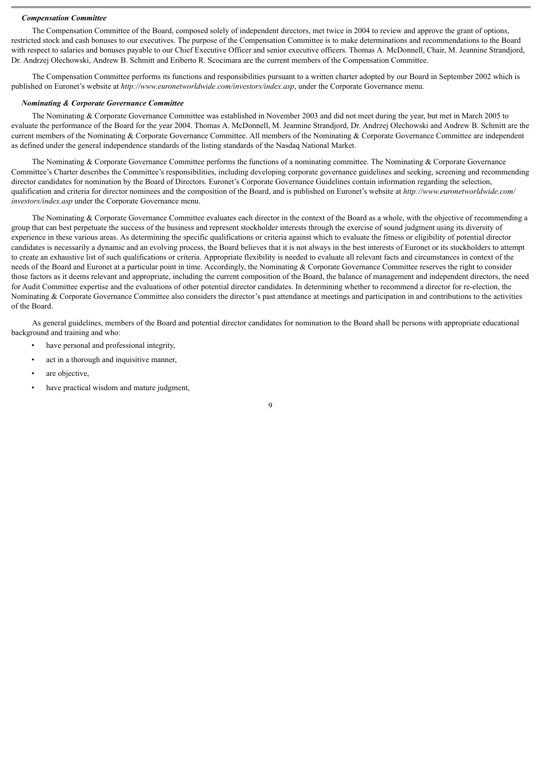***Compensation Committee***

The Compensation Committee of the Board, composed solely of independent directors, met twice in 2004 to review and approve the grant of options, restricted stock and cash bonuses to our executives. The purpose of the Compensation Committee is to make determinations and recommendations to the Board with respect to salaries and bonuses payable to our Chief Executive Officer and senior executive officers. Thomas A. McDonnell, Chair, M. Jeannine Strandjord, Dr. Andrzej Olechowski, Andrew B. Schmitt and Eriberto R. Scocimara are the current members of the Compensation Committee.

The Compensation Committee performs its functions and responsibilities pursuant to a written charter adopted by our Board in September 2002 which is published on Euronet's website at *http://www.euronetworldwide.com/investors/index.asp*, under the Corporate Governance menu.

***Nominating & Corporate Governance Committee***

The Nominating & Corporate Governance Committee was established in November 2003 and did not meet during the year, but met in March 2005 to evaluate the performance of the Board for the year 2004. Thomas A. McDonnell, M. Jeannine Strandjord, Dr. Andrzej Olechowski and Andrew B. Schmitt are the current members of the Nominating & Corporate Governance Committee. All members of the Nominating & Corporate Governance Committee are independent as defined under the general independence standards of the listing standards of the Nasdaq National Market.

The Nominating & Corporate Governance Committee performs the functions of a nominating committee. The Nominating & Corporate Governance Committee's Charter describes the Committee's responsibilities, including developing corporate governance guidelines and seeking, screening and recommending director candidates for nomination by the Board of Directors. Euronet's Corporate Governance Guidelines contain information regarding the selection, qualification and criteria for director nominees and the composition of the Board, and is published on Euronet's website at *http://www.euronetworldwide.com/investors/index.asp* under the Corporate Governance menu.

The Nominating & Corporate Governance Committee evaluates each director in the context of the Board as a whole, with the objective of recommending a group that can best perpetuate the success of the business and represent stockholder interests through the exercise of sound judgment using its diversity of experience in these various areas. As determining the specific qualifications or criteria against which to evaluate the fitness or eligibility of potential director candidates is necessarily a dynamic and an evolving process, the Board believes that it is not always in the best interests of Euronet or its stockholders to attempt to create an exhaustive list of such qualifications or criteria. Appropriate flexibility is needed to evaluate all relevant facts and circumstances in context of the needs of the Board and Euronet at a particular point in time. Accordingly, the Nominating & Corporate Governance Committee reserves the right to consider those factors as it deems relevant and appropriate, including the current composition of the Board, the balance of management and independent directors, the need for Audit Committee expertise and the evaluations of other potential director candidates. In determining whether to recommend a director for re-election, the Nominating & Corporate Governance Committee also considers the director's past attendance at meetings and participation in and contributions to the activities of the Board.

As general guidelines, members of the Board and potential director candidates for nomination to the Board shall be persons with appropriate educational background and training and who:

- have personal and professional integrity,
- act in a thorough and inquisitive manner,
- are objective,
- have practical wisdom and mature judgment,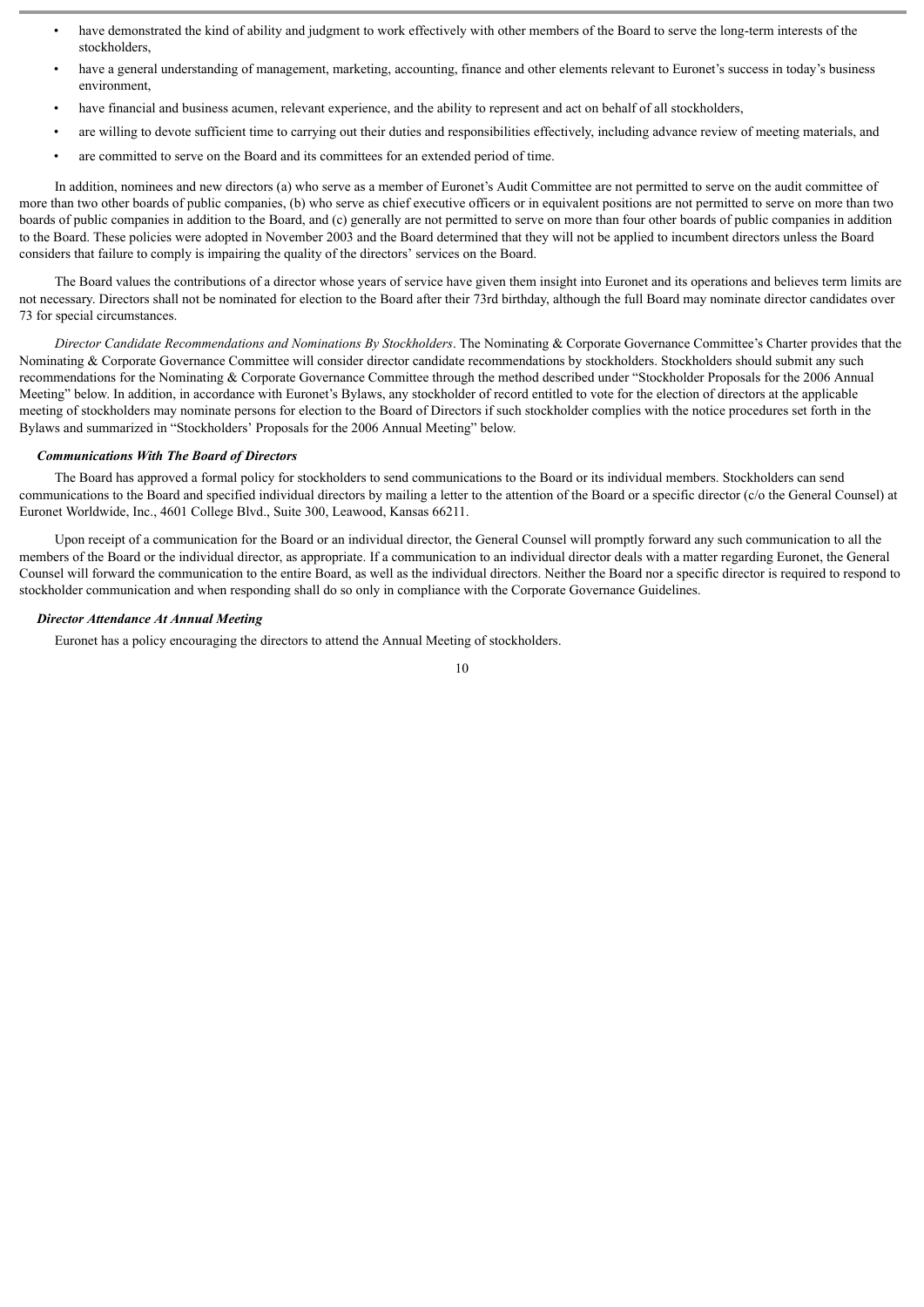- have demonstrated the kind of ability and judgment to work effectively with other members of the Board to serve the long-term interests of the stockholders,
- have a general understanding of management, marketing, accounting, finance and other elements relevant to Euronet's success in today's business environment,
- have financial and business acumen, relevant experience, and the ability to represent and act on behalf of all stockholders,
- are willing to devote sufficient time to carrying out their duties and responsibilities effectively, including advance review of meeting materials, and
- are committed to serve on the Board and its committees for an extended period of time.

In addition, nominees and new directors (a) who serve as a member of Euronet's Audit Committee are not permitted to serve on the audit committee of more than two other boards of public companies, (b) who serve as chief executive officers or in equivalent positions are not permitted to serve on more than two boards of public companies in addition to the Board, and (c) generally are not permitted to serve on more than four other boards of public companies in addition to the Board. These policies were adopted in November 2003 and the Board determined that they will not be applied to incumbent directors unless the Board considers that failure to comply is impairing the quality of the directors' services on the Board.

The Board values the contributions of a director whose years of service have given them insight into Euronet and its operations and believes term limits are not necessary. Directors shall not be nominated for election to the Board after their 73rd birthday, although the full Board may nominate director candidates over 73 for special circumstances.

*Director Candidate Recommendations and Nominations By Stockholders*. The Nominating & Corporate Governance Committee's Charter provides that the Nominating & Corporate Governance Committee will consider director candidate recommendations by stockholders. Stockholders should submit any such recommendations for the Nominating & Corporate Governance Committee through the method described under "Stockholder Proposals for the 2006 Annual Meeting" below. In addition, in accordance with Euronet's Bylaws, any stockholder of record entitled to vote for the election of directors at the applicable meeting of stockholders may nominate persons for election to the Board of Directors if such stockholder complies with the notice procedures set forth in the Bylaws and summarized in "Stockholders' Proposals for the 2006 Annual Meeting" below.

***Communications With The Board of Directors***

The Board has approved a formal policy for stockholders to send communications to the Board or its individual members. Stockholders can send communications to the Board and specified individual directors by mailing a letter to the attention of the Board or a specific director (c/o the General Counsel) at Euronet Worldwide, Inc., 4601 College Blvd., Suite 300, Leawood, Kansas 66211.

Upon receipt of a communication for the Board or an individual director, the General Counsel will promptly forward any such communication to all the members of the Board or the individual director, as appropriate. If a communication to an individual director deals with a matter regarding Euronet, the General Counsel will forward the communication to the entire Board, as well as the individual directors. Neither the Board nor a specific director is required to respond to stockholder communication and when responding shall do so only in compliance with the Corporate Governance Guidelines.

***Director Attendance At Annual Meeting***

Euronet has a policy encouraging the directors to attend the Annual Meeting of stockholders.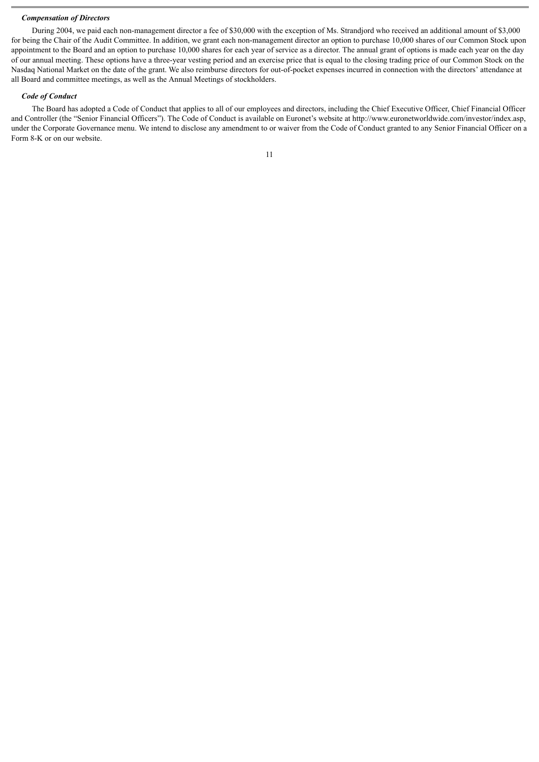### *Compensation of Directors*

During 2004, we paid each non-management director a fee of $30,000 with the exception of Ms. Strandjord who received an additional amount of $3,000 for being the Chair of the Audit Committee. In addition, we grant each non-management director an option to purchase 10,000 shares of our Common Stock upon appointment to the Board and an option to purchase 10,000 shares for each year of service as a director. The annual grant of options is made each year on the day of our annual meeting. These options have a three-year vesting period and an exercise price that is equal to the closing trading price of our Common Stock on the Nasdaq National Market on the date of the grant. We also reimburse directors for out-of-pocket expenses incurred in connection with the directors' attendance at all Board and committee meetings, as well as the Annual Meetings of stockholders.

### *Code of Conduct*

The Board has adopted a Code of Conduct that applies to all of our employees and directors, including the Chief Executive Officer, Chief Financial Officer and Controller (the "Senior Financial Officers"). The Code of Conduct is available on Euronet's website at http://www.euronetworldwide.com/investor/index.asp, under the Corporate Governance menu. We intend to disclose any amendment to or waiver from the Code of Conduct granted to any Senior Financial Officer on a Form 8-K or on our website.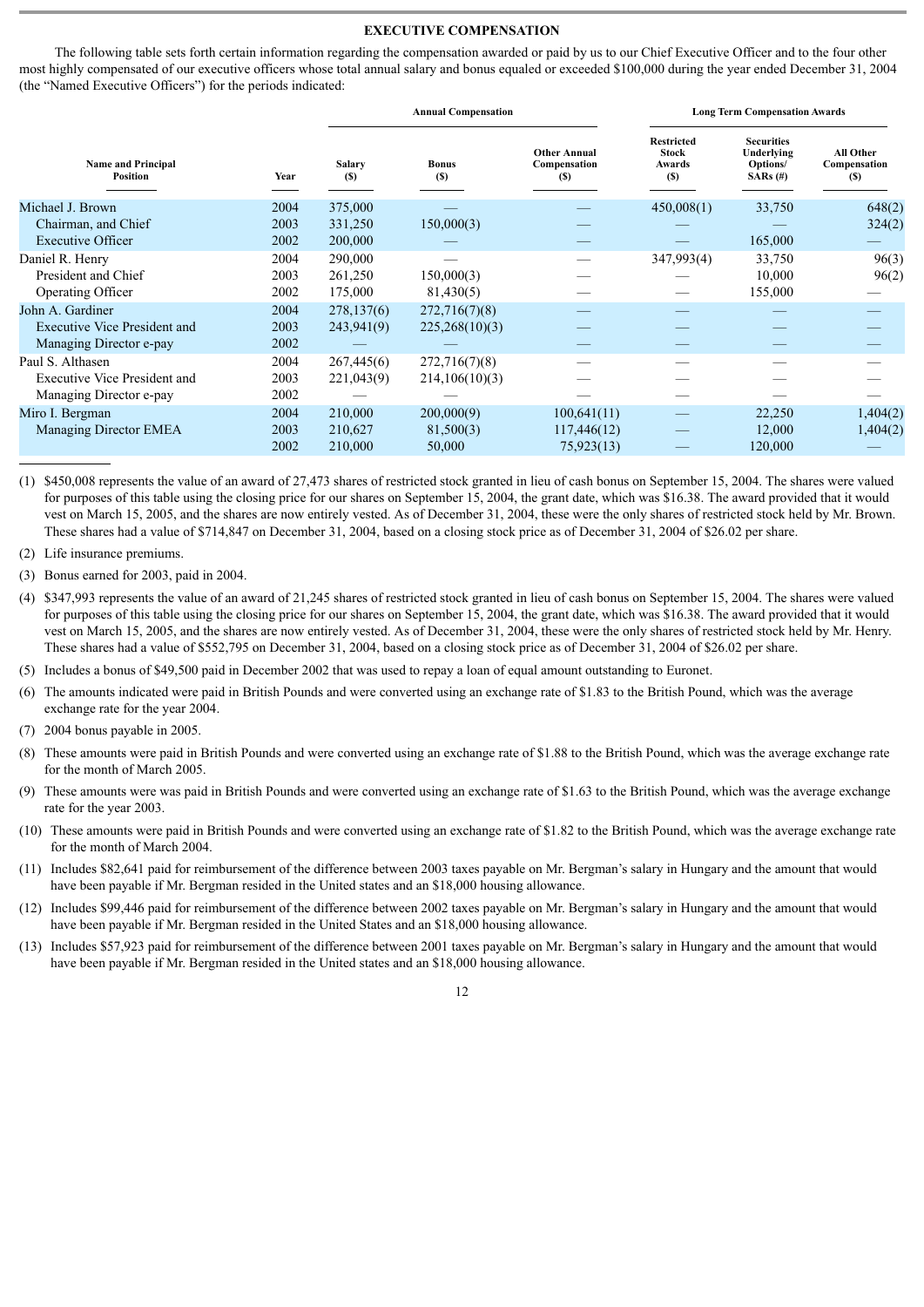## EXECUTIVE COMPENSATION

The following table sets forth certain information regarding the compensation awarded or paid by us to our Chief Executive Officer and to the four other most highly compensated of our executive officers whose total annual salary and bonus equaled or exceeded $100,000 during the year ended December 31, 2004 (the "Named Executive Officers") for the periods indicated:

| | | Annual Compensation | | | Long Term Compensation Awards | | |
|---|---|---|---|---|---|---|---|
| Name and Principal Position | Year | Salary ($) | Bonus ($) | Other Annual Compensation ($) | Restricted Stock Awards ($) | Securities Underlying Options/ SARs (#) | All Other Compensation ($) |
| Michael J. Brown | 2004 | 375,000 | — | — | 450,008(1) | 33,750 | 648(2) |
| Chairman, and Chief | 2003 | 331,250 | 150,000(3) | — | — | — | 324(2) |
| Executive Officer | 2002 | 200,000 | — | — | — | 165,000 | — |
| Daniel R. Henry | 2004 | 290,000 | — | — | 347,993(4) | 33,750 | 96(3) |
| President and Chief | 2003 | 261,250 | 150,000(3) | — | — | 10,000 | 96(2) |
| Operating Officer | 2002 | 175,000 | 81,430(5) | — | — | 155,000 | — |
| John A. Gardiner | 2004 | 278,137(6) | 272,716(7)(8) | — | — | — | — |
| Executive Vice President and | 2003 | 243,941(9) | 225,268(10)(3) | — | — | — | — |
| Managing Director e-pay | 2002 | — | — | — | — | — | — |
| Paul S. Althasen | 2004 | 267,445(6) | 272,716(7)(8) | — | — | — | — |
| Executive Vice President and | 2003 | 221,043(9) | 214,106(10)(3) | — | — | — | — |
| Managing Director e-pay | 2002 | — | — | — | — | — | — |
| Miro I. Bergman | 2004 | 210,000 | 200,000(9) | 100,641(11) | — | 22,250 | 1,404(2) |
| Managing Director EMEA | 2003 | 210,627 | 81,500(3) | 117,446(12) | — | 12,000 | 1,404(2) |
| | 2002 | 210,000 | 50,000 | 75,923(13) | — | 120,000 | — |

(1) $450,008 represents the value of an award of 27,473 shares of restricted stock granted in lieu of cash bonus on September 15, 2004. The shares were valued for purposes of this table using the closing price for our shares on September 15, 2004, the grant date, which was $16.38. The award provided that it would vest on March 15, 2005, and the shares are now entirely vested. As of December 31, 2004, these were the only shares of restricted stock held by Mr. Brown. These shares had a value of $714,847 on December 31, 2004, based on a closing stock price as of December 31, 2004 of $26.02 per share.

(2) Life insurance premiums.

(3) Bonus earned for 2003, paid in 2004.

(4) $347,993 represents the value of an award of 21,245 shares of restricted stock granted in lieu of cash bonus on September 15, 2004. The shares were valued for purposes of this table using the closing price for our shares on September 15, 2004, the grant date, which was $16.38. The award provided that it would vest on March 15, 2005, and the shares are now entirely vested. As of December 31, 2004, these were the only shares of restricted stock held by Mr. Henry. These shares had a value of $552,795 on December 31, 2004, based on a closing stock price as of December 31, 2004 of $26.02 per share.

(5) Includes a bonus of $49,500 paid in December 2002 that was used to repay a loan of equal amount outstanding to Euronet.

(6) The amounts indicated were paid in British Pounds and were converted using an exchange rate of $1.83 to the British Pound, which was the average exchange rate for the year 2004.

(7) 2004 bonus payable in 2005.

(8) These amounts were paid in British Pounds and were converted using an exchange rate of $1.88 to the British Pound, which was the average exchange rate for the month of March 2005.

(9) These amounts were was paid in British Pounds and were converted using an exchange rate of $1.63 to the British Pound, which was the average exchange rate for the year 2003.

(10) These amounts were paid in British Pounds and were converted using an exchange rate of $1.82 to the British Pound, which was the average exchange rate for the month of March 2004.

(11) Includes $82,641 paid for reimbursement of the difference between 2003 taxes payable on Mr. Bergman's salary in Hungary and the amount that would have been payable if Mr. Bergman resided in the United states and an $18,000 housing allowance.

(12) Includes $99,446 paid for reimbursement of the difference between 2002 taxes payable on Mr. Bergman's salary in Hungary and the amount that would have been payable if Mr. Bergman resided in the United States and an $18,000 housing allowance.

(13) Includes $57,923 paid for reimbursement of the difference between 2001 taxes payable on Mr. Bergman's salary in Hungary and the amount that would have been payable if Mr. Bergman resided in the United states and an $18,000 housing allowance.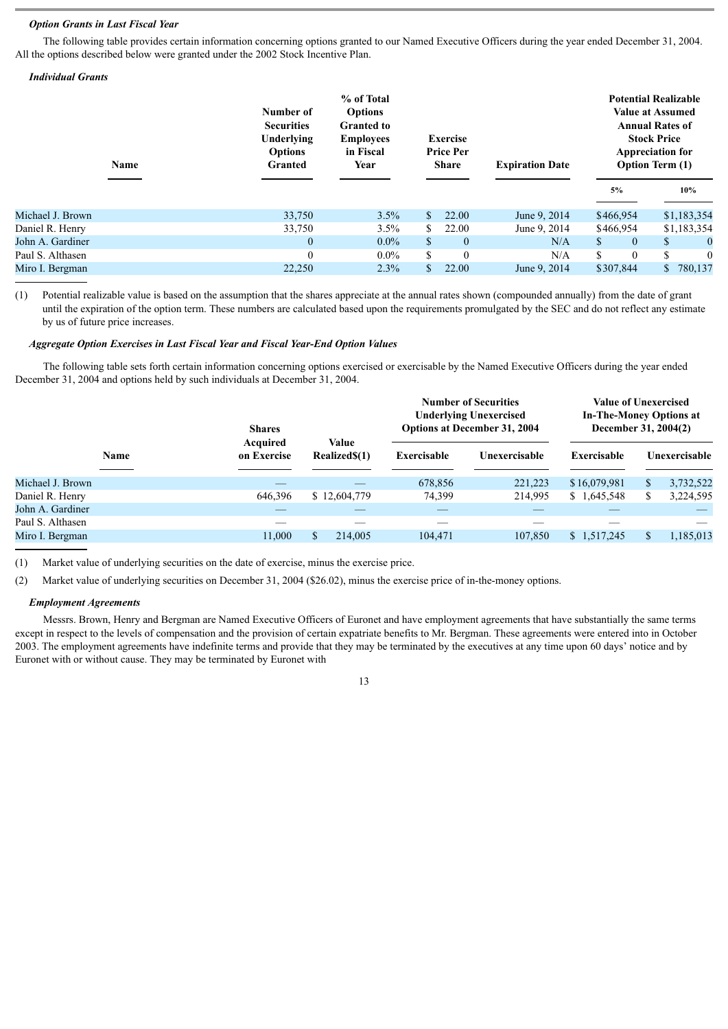***Option Grants in Last Fiscal Year***

The following table provides certain information concerning options granted to our Named Executive Officers during the year ended December 31, 2004. All the options described below were granted under the 2002 Stock Incentive Plan.

***Individual Grants***

| Name | Number of Securities Underlying Options Granted | % of Total Options Granted to Employees in Fiscal Year | Exercise Price Per Share | Expiration Date | Potential Realizable Value at Assumed Annual Rates of Stock Price Appreciation for Option Term (1) | |
|---|---|---|---|---|---|---|
| | | | | | 5% | 10% |
| Michael J. Brown | 33,750 | 3.5% | $ 22.00 | June 9, 2014 | $466,954 | $1,183,354 |
| Daniel R. Henry | 33,750 | 3.5% | $ 22.00 | June 9, 2014 | $466,954 | $1,183,354 |
| John A. Gardiner | 0 | 0.0% | $ 0 | N/A | $ 0 | $ 0 |
| Paul S. Althasen | 0 | 0.0% | $ 0 | N/A | $ 0 | $ 0 |
| Miro I. Bergman | 22,250 | 2.3% | $ 22.00 | June 9, 2014 | $307,844 | $ 780,137 |

(1) Potential realizable value is based on the assumption that the shares appreciate at the annual rates shown (compounded annually) from the date of grant until the expiration of the option term. These numbers are calculated based upon the requirements promulgated by the SEC and do not reflect any estimate by us of future price increases.

***Aggregate Option Exercises in Last Fiscal Year and Fiscal Year-End Option Values***

The following table sets forth certain information concerning options exercised or exercisable by the Named Executive Officers during the year ended December 31, 2004 and options held by such individuals at December 31, 2004.

| Name | Shares Acquired on Exercise | Value Realized$(1) | Number of Securities Underlying Unexercised Options at December 31, 2004 | | Value of Unexercised In-The-Money Options at December 31, 2004(2) | |
|---|---|---|---|---|---|---|
| | | | Exercisable | Unexercisable | Exercisable | Unexercisable |
| Michael J. Brown | — | — | 678,856 | 221,223 | $16,079,981 | $ 3,732,522 |
| Daniel R. Henry | 646,396 | $ 12,604,779 | 74,399 | 214,995 | $ 1,645,548 | $ 3,224,595 |
| John A. Gardiner | — | — | — | — | — | — |
| Paul S. Althasen | — | — | — | — | — | — |
| Miro I. Bergman | 11,000 | $ 214,005 | 104,471 | 107,850 | $ 1,517,245 | $ 1,185,013 |

(1) Market value of underlying securities on the date of exercise, minus the exercise price.

(2) Market value of underlying securities on December 31, 2004 ($26.02), minus the exercise price of in-the-money options.

***Employment Agreements***

Messrs. Brown, Henry and Bergman are Named Executive Officers of Euronet and have employment agreements that have substantially the same terms except in respect to the levels of compensation and the provision of certain expatriate benefits to Mr. Bergman. These agreements were entered into in October 2003. The employment agreements have indefinite terms and provide that they may be terminated by the executives at any time upon 60 days' notice and by Euronet with or without cause. They may be terminated by Euronet with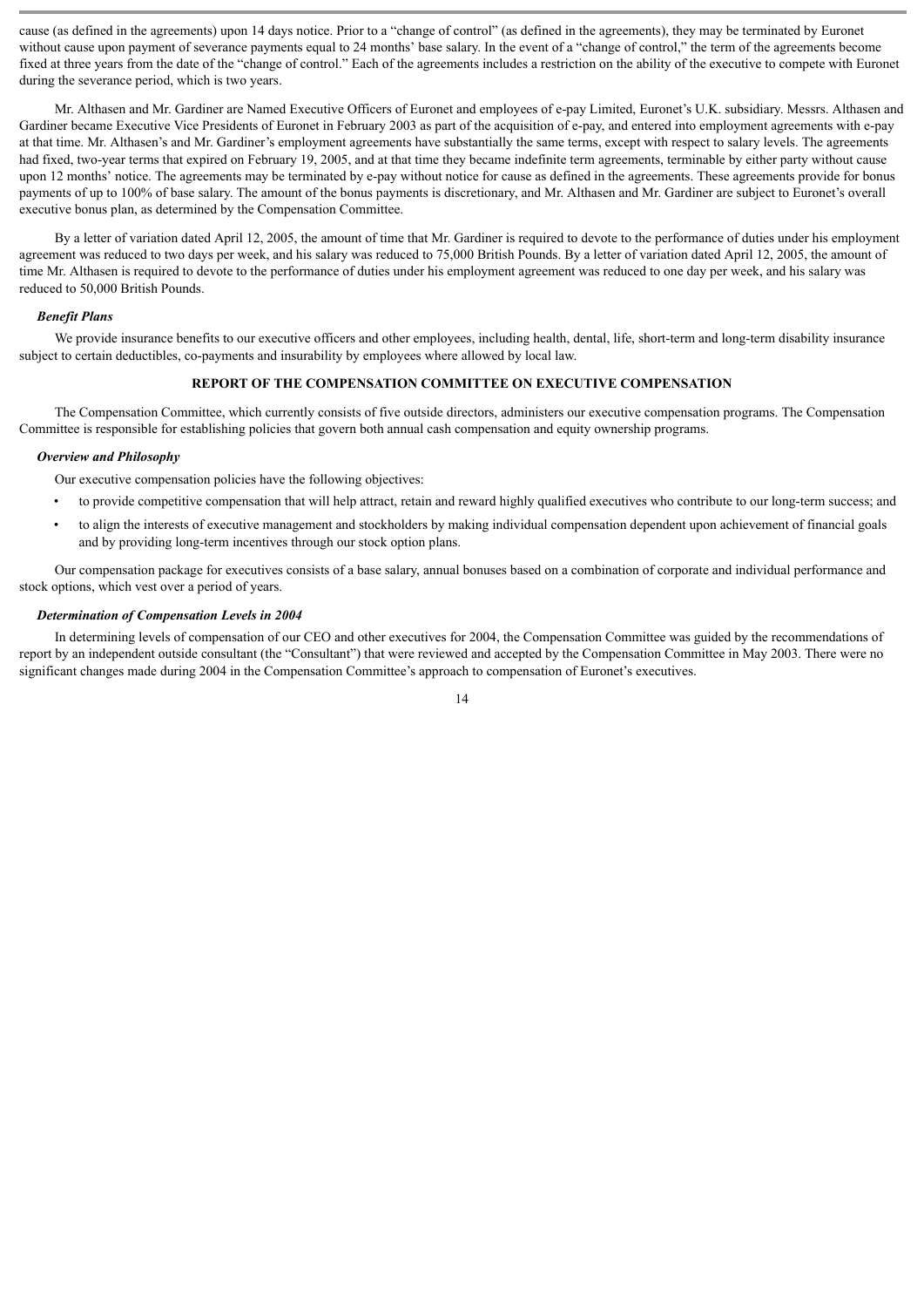cause (as defined in the agreements) upon 14 days notice. Prior to a "change of control" (as defined in the agreements), they may be terminated by Euronet without cause upon payment of severance payments equal to 24 months' base salary. In the event of a "change of control," the term of the agreements become fixed at three years from the date of the "change of control." Each of the agreements includes a restriction on the ability of the executive to compete with Euronet during the severance period, which is two years.

Mr. Althasen and Mr. Gardiner are Named Executive Officers of Euronet and employees of e-pay Limited, Euronet's U.K. subsidiary. Messrs. Althasen and Gardiner became Executive Vice Presidents of Euronet in February 2003 as part of the acquisition of e-pay, and entered into employment agreements with e-pay at that time. Mr. Althasen's and Mr. Gardiner's employment agreements have substantially the same terms, except with respect to salary levels. The agreements had fixed, two-year terms that expired on February 19, 2005, and at that time they became indefinite term agreements, terminable by either party without cause upon 12 months' notice. The agreements may be terminated by e-pay without notice for cause as defined in the agreements. These agreements provide for bonus payments of up to 100% of base salary. The amount of the bonus payments is discretionary, and Mr. Althasen and Mr. Gardiner are subject to Euronet's overall executive bonus plan, as determined by the Compensation Committee.

By a letter of variation dated April 12, 2005, the amount of time that Mr. Gardiner is required to devote to the performance of duties under his employment agreement was reduced to two days per week, and his salary was reduced to 75,000 British Pounds. By a letter of variation dated April 12, 2005, the amount of time Mr. Althasen is required to devote to the performance of duties under his employment agreement was reduced to one day per week, and his salary was reduced to 50,000 British Pounds.

### *Benefit Plans*

We provide insurance benefits to our executive officers and other employees, including health, dental, life, short-term and long-term disability insurance subject to certain deductibles, co-payments and insurability by employees where allowed by local law.

## REPORT OF THE COMPENSATION COMMITTEE ON EXECUTIVE COMPENSATION

The Compensation Committee, which currently consists of five outside directors, administers our executive compensation programs. The Compensation Committee is responsible for establishing policies that govern both annual cash compensation and equity ownership programs.

### *Overview and Philosophy*

Our executive compensation policies have the following objectives:

- to provide competitive compensation that will help attract, retain and reward highly qualified executives who contribute to our long-term success; and
- to align the interests of executive management and stockholders by making individual compensation dependent upon achievement of financial goals and by providing long-term incentives through our stock option plans.

Our compensation package for executives consists of a base salary, annual bonuses based on a combination of corporate and individual performance and stock options, which vest over a period of years.

### *Determination of Compensation Levels in 2004*

In determining levels of compensation of our CEO and other executives for 2004, the Compensation Committee was guided by the recommendations of report by an independent outside consultant (the "Consultant") that were reviewed and accepted by the Compensation Committee in May 2003. There were no significant changes made during 2004 in the Compensation Committee's approach to compensation of Euronet's executives.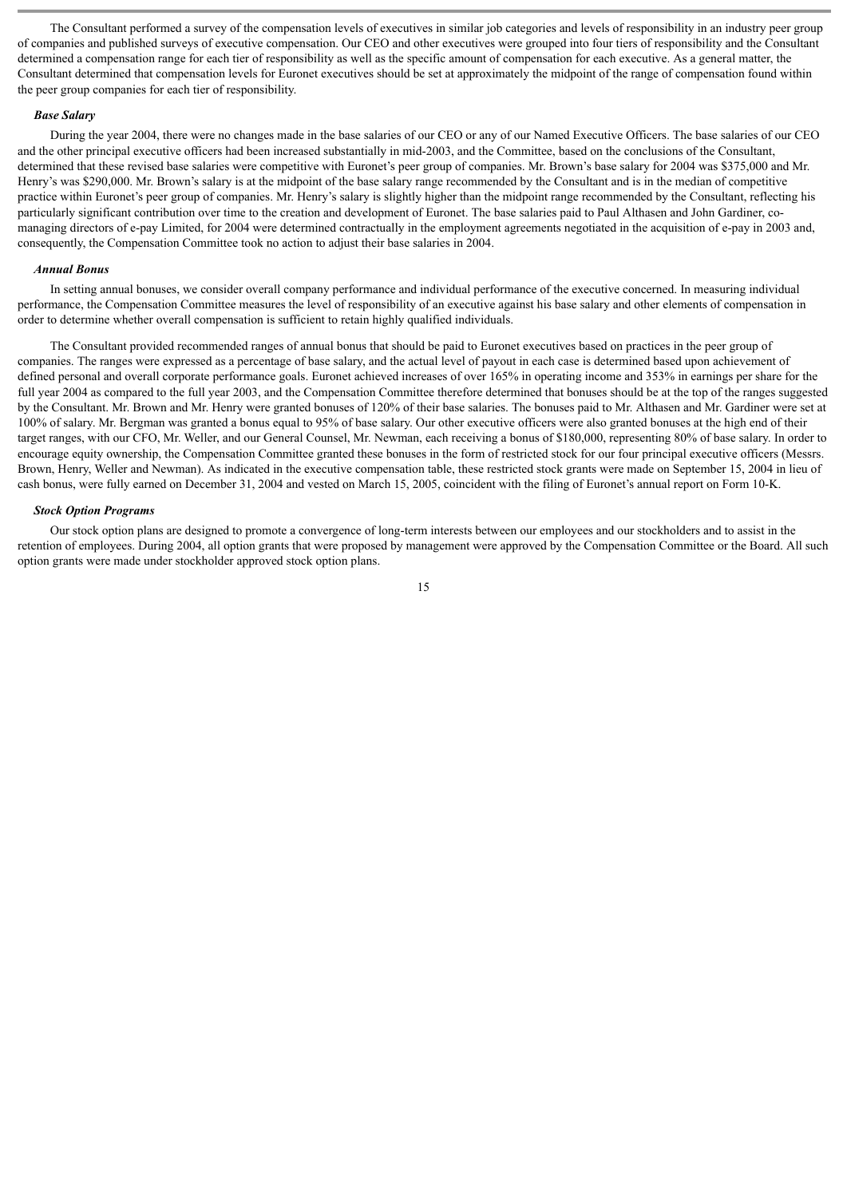The Consultant performed a survey of the compensation levels of executives in similar job categories and levels of responsibility in an industry peer group of companies and published surveys of executive compensation. Our CEO and other executives were grouped into four tiers of responsibility and the Consultant determined a compensation range for each tier of responsibility as well as the specific amount of compensation for each executive. As a general matter, the Consultant determined that compensation levels for Euronet executives should be set at approximately the midpoint of the range of compensation found within the peer group companies for each tier of responsibility.

***Base Salary***

During the year 2004, there were no changes made in the base salaries of our CEO or any of our Named Executive Officers. The base salaries of our CEO and the other principal executive officers had been increased substantially in mid-2003, and the Committee, based on the conclusions of the Consultant, determined that these revised base salaries were competitive with Euronet's peer group of companies. Mr. Brown's base salary for 2004 was $375,000 and Mr. Henry's was $290,000. Mr. Brown's salary is at the midpoint of the base salary range recommended by the Consultant and is in the median of competitive practice within Euronet's peer group of companies. Mr. Henry's salary is slightly higher than the midpoint range recommended by the Consultant, reflecting his particularly significant contribution over time to the creation and development of Euronet. The base salaries paid to Paul Althasen and John Gardiner, co-managing directors of e-pay Limited, for 2004 were determined contractually in the employment agreements negotiated in the acquisition of e-pay in 2003 and, consequently, the Compensation Committee took no action to adjust their base salaries in 2004.

***Annual Bonus***

In setting annual bonuses, we consider overall company performance and individual performance of the executive concerned. In measuring individual performance, the Compensation Committee measures the level of responsibility of an executive against his base salary and other elements of compensation in order to determine whether overall compensation is sufficient to retain highly qualified individuals.

The Consultant provided recommended ranges of annual bonus that should be paid to Euronet executives based on practices in the peer group of companies. The ranges were expressed as a percentage of base salary, and the actual level of payout in each case is determined based upon achievement of defined personal and overall corporate performance goals. Euronet achieved increases of over 165% in operating income and 353% in earnings per share for the full year 2004 as compared to the full year 2003, and the Compensation Committee therefore determined that bonuses should be at the top of the ranges suggested by the Consultant. Mr. Brown and Mr. Henry were granted bonuses of 120% of their base salaries. The bonuses paid to Mr. Althasen and Mr. Gardiner were set at 100% of salary. Mr. Bergman was granted a bonus equal to 95% of base salary. Our other executive officers were also granted bonuses at the high end of their target ranges, with our CFO, Mr. Weller, and our General Counsel, Mr. Newman, each receiving a bonus of $180,000, representing 80% of base salary. In order to encourage equity ownership, the Compensation Committee granted these bonuses in the form of restricted stock for our four principal executive officers (Messrs. Brown, Henry, Weller and Newman). As indicated in the executive compensation table, these restricted stock grants were made on September 15, 2004 in lieu of cash bonus, were fully earned on December 31, 2004 and vested on March 15, 2005, coincident with the filing of Euronet's annual report on Form 10-K.

***Stock Option Programs***

Our stock option plans are designed to promote a convergence of long-term interests between our employees and our stockholders and to assist in the retention of employees. During 2004, all option grants that were proposed by management were approved by the Compensation Committee or the Board. All such option grants were made under stockholder approved stock option plans.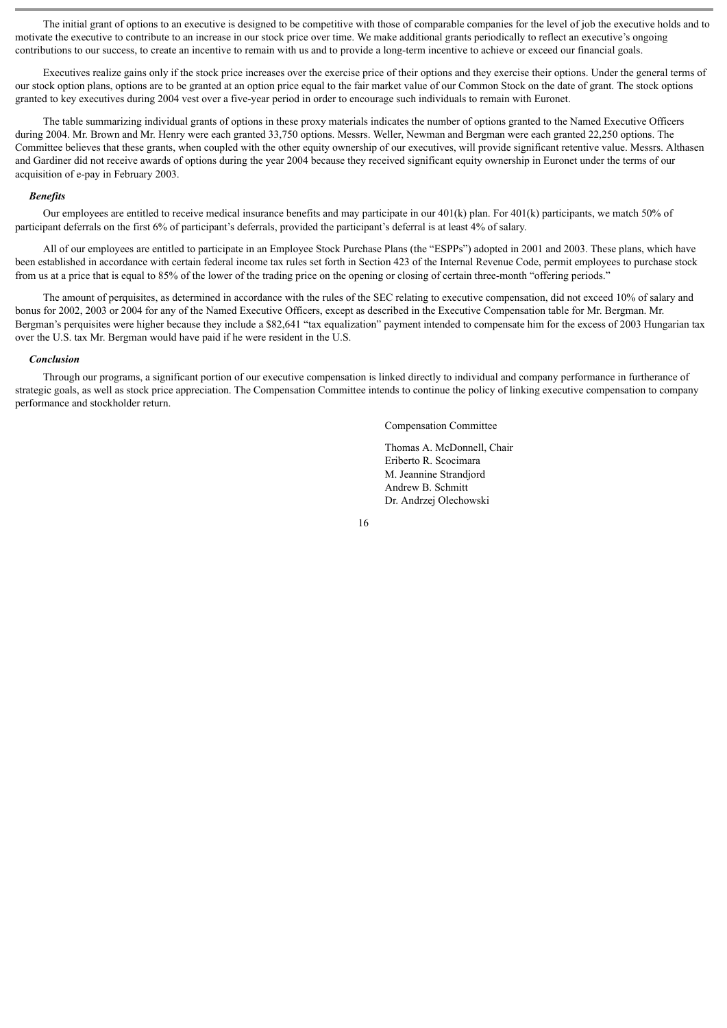The initial grant of options to an executive is designed to be competitive with those of comparable companies for the level of job the executive holds and to motivate the executive to contribute to an increase in our stock price over time. We make additional grants periodically to reflect an executive's ongoing contributions to our success, to create an incentive to remain with us and to provide a long-term incentive to achieve or exceed our financial goals.

Executives realize gains only if the stock price increases over the exercise price of their options and they exercise their options. Under the general terms of our stock option plans, options are to be granted at an option price equal to the fair market value of our Common Stock on the date of grant. The stock options granted to key executives during 2004 vest over a five-year period in order to encourage such individuals to remain with Euronet.

The table summarizing individual grants of options in these proxy materials indicates the number of options granted to the Named Executive Officers during 2004. Mr. Brown and Mr. Henry were each granted 33,750 options. Messrs. Weller, Newman and Bergman were each granted 22,250 options. The Committee believes that these grants, when coupled with the other equity ownership of our executives, will provide significant retentive value. Messrs. Althasen and Gardiner did not receive awards of options during the year 2004 because they received significant equity ownership in Euronet under the terms of our acquisition of e-pay in February 2003.

***Benefits***

Our employees are entitled to receive medical insurance benefits and may participate in our 401(k) plan. For 401(k) participants, we match 50% of participant deferrals on the first 6% of participant's deferrals, provided the participant's deferral is at least 4% of salary.

All of our employees are entitled to participate in an Employee Stock Purchase Plans (the "ESPPs") adopted in 2001 and 2003. These plans, which have been established in accordance with certain federal income tax rules set forth in Section 423 of the Internal Revenue Code, permit employees to purchase stock from us at a price that is equal to 85% of the lower of the trading price on the opening or closing of certain three-month "offering periods."

The amount of perquisites, as determined in accordance with the rules of the SEC relating to executive compensation, did not exceed 10% of salary and bonus for 2002, 2003 or 2004 for any of the Named Executive Officers, except as described in the Executive Compensation table for Mr. Bergman. Mr. Bergman's perquisites were higher because they include a $82,641 "tax equalization" payment intended to compensate him for the excess of 2003 Hungarian tax over the U.S. tax Mr. Bergman would have paid if he were resident in the U.S.

***Conclusion***

Through our programs, a significant portion of our executive compensation is linked directly to individual and company performance in furtherance of strategic goals, as well as stock price appreciation. The Compensation Committee intends to continue the policy of linking executive compensation to company performance and stockholder return.

Compensation Committee

Thomas A. McDonnell, Chair
Eriberto R. Scocimara
M. Jeannine Strandjord
Andrew B. Schmitt
Dr. Andrzej Olechowski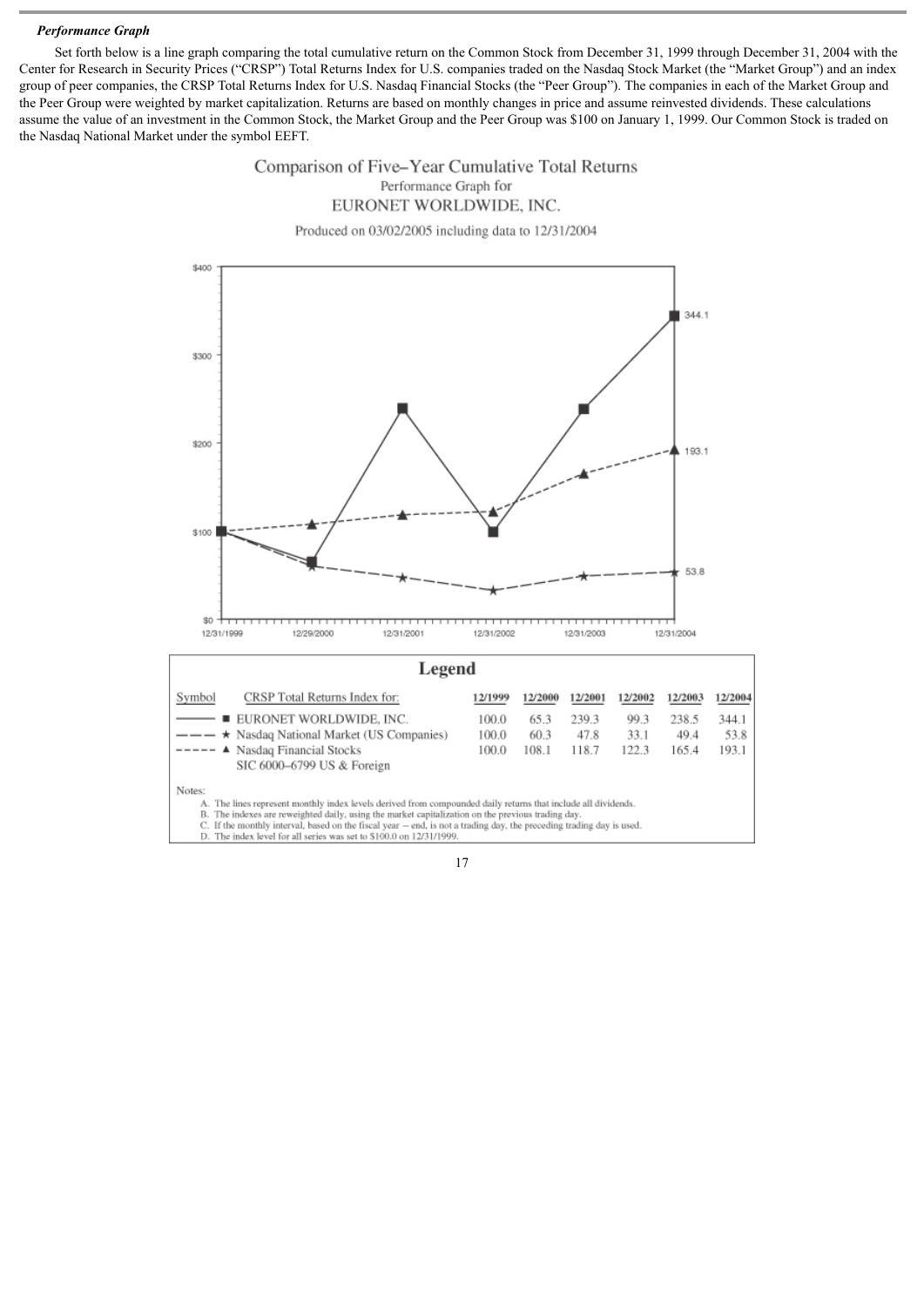***Performance Graph***

Set forth below is a line graph comparing the total cumulative return on the Common Stock from December 31, 1999 through December 31, 2004 with the Center for Research in Security Prices ("CRSP") Total Returns Index for U.S. companies traded on the Nasdaq Stock Market (the "Market Group") and an index group of peer companies, the CRSP Total Returns Index for U.S. Nasdaq Financial Stocks (the "Peer Group"). The companies in each of the Market Group and the Peer Group were weighted by market capitalization. Returns are based on monthly changes in price and assume reinvested dividends. These calculations assume the value of an investment in the Common Stock, the Market Group and the Peer Group was $100 on January 1, 1999. Our Common Stock is traded on the Nasdaq National Market under the symbol EEFT.

Comparison of Five–Year Cumulative Total Returns
Performance Graph for
EURONET WORLDWIDE, INC.

Produced on 03/02/2005 including data to 12/31/2004

**Legend**

| Symbol | CRSP Total Returns Index for: | 12/1999 | 12/2000 | 12/2001 | 12/2002 | 12/2003 | 12/2004 |
|---|---|---|---|---|---|---|---|
| ——— ■ | EURONET WORLDWIDE, INC. | 100.0 | 65.3 | 239.3 | 99.3 | 238.5 | 344.1 |
| — — — ★ | Nasdaq National Market (US Companies) | 100.0 | 60.3 | 47.8 | 33.1 | 49.4 | 53.8 |
| - - - - ▲ | Nasdaq Financial Stocks SIC 6000–6799 US & Foreign | 100.0 | 108.1 | 118.7 | 122.3 | 165.4 | 193.1 |

Notes:

A. The lines represent monthly index levels derived from compounded daily returns that include all dividends.
B. The indexes are reweighted daily, using the market capitalization on the previous trading day.
C. If the monthly interval, based on the fiscal year – end, is not a trading day, the preceding trading day is used.
D. The index level for all series was set to $100.0 on 12/31/1999.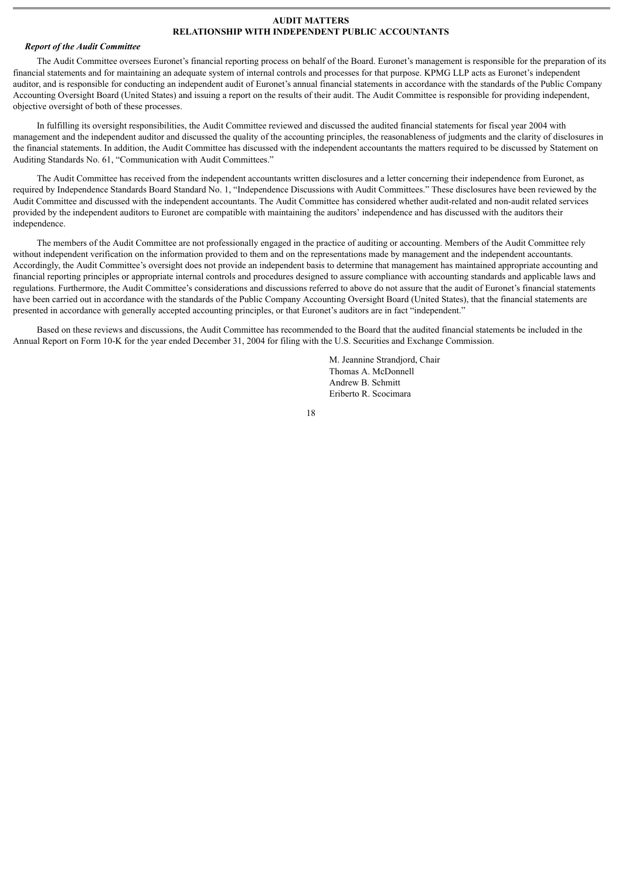# AUDIT MATTERS
# RELATIONSHIP WITH INDEPENDENT PUBLIC ACCOUNTANTS

### *Report of the Audit Committee*

The Audit Committee oversees Euronet's financial reporting process on behalf of the Board. Euronet's management is responsible for the preparation of its financial statements and for maintaining an adequate system of internal controls and processes for that purpose. KPMG LLP acts as Euronet's independent auditor, and is responsible for conducting an independent audit of Euronet's annual financial statements in accordance with the standards of the Public Company Accounting Oversight Board (United States) and issuing a report on the results of their audit. The Audit Committee is responsible for providing independent, objective oversight of both of these processes.

In fulfilling its oversight responsibilities, the Audit Committee reviewed and discussed the audited financial statements for fiscal year 2004 with management and the independent auditor and discussed the quality of the accounting principles, the reasonableness of judgments and the clarity of disclosures in the financial statements. In addition, the Audit Committee has discussed with the independent accountants the matters required to be discussed by Statement on Auditing Standards No. 61, "Communication with Audit Committees."

The Audit Committee has received from the independent accountants written disclosures and a letter concerning their independence from Euronet, as required by Independence Standards Board Standard No. 1, "Independence Discussions with Audit Committees." These disclosures have been reviewed by the Audit Committee and discussed with the independent accountants. The Audit Committee has considered whether audit-related and non-audit related services provided by the independent auditors to Euronet are compatible with maintaining the auditors' independence and has discussed with the auditors their independence.

The members of the Audit Committee are not professionally engaged in the practice of auditing or accounting. Members of the Audit Committee rely without independent verification on the information provided to them and on the representations made by management and the independent accountants. Accordingly, the Audit Committee's oversight does not provide an independent basis to determine that management has maintained appropriate accounting and financial reporting principles or appropriate internal controls and procedures designed to assure compliance with accounting standards and applicable laws and regulations. Furthermore, the Audit Committee's considerations and discussions referred to above do not assure that the audit of Euronet's financial statements have been carried out in accordance with the standards of the Public Company Accounting Oversight Board (United States), that the financial statements are presented in accordance with generally accepted accounting principles, or that Euronet's auditors are in fact "independent."

Based on these reviews and discussions, the Audit Committee has recommended to the Board that the audited financial statements be included in the Annual Report on Form 10-K for the year ended December 31, 2004 for filing with the U.S. Securities and Exchange Commission.

M. Jeannine Strandjord, Chair
Thomas A. McDonnell
Andrew B. Schmitt
Eriberto R. Scocimara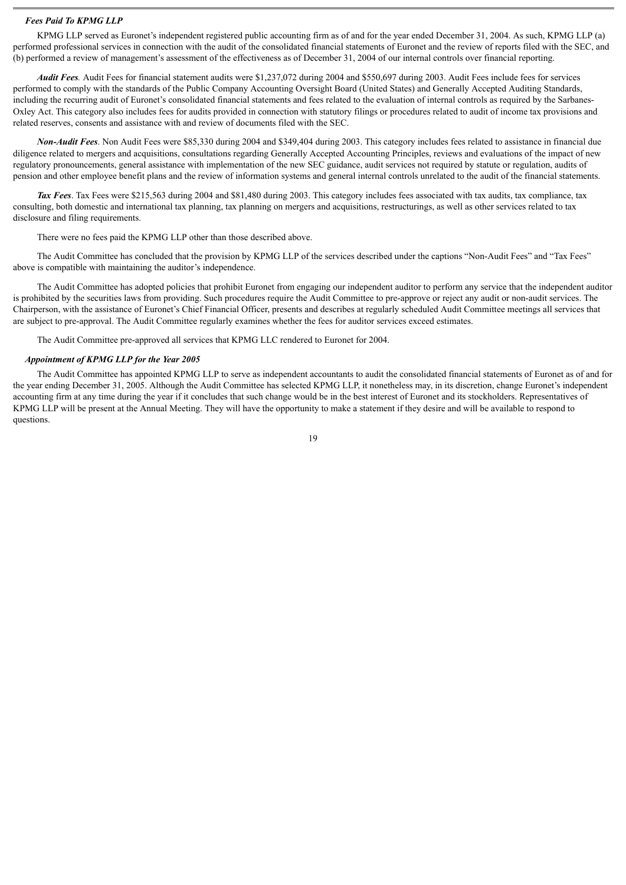### *Fees Paid To KPMG LLP*

KPMG LLP served as Euronet's independent registered public accounting firm as of and for the year ended December 31, 2004. As such, KPMG LLP (a) performed professional services in connection with the audit of the consolidated financial statements of Euronet and the review of reports filed with the SEC, and (b) performed a review of management's assessment of the effectiveness as of December 31, 2004 of our internal controls over financial reporting.

***Audit Fees****.* Audit Fees for financial statement audits were $1,237,072 during 2004 and $550,697 during 2003. Audit Fees include fees for services performed to comply with the standards of the Public Company Accounting Oversight Board (United States) and Generally Accepted Auditing Standards, including the recurring audit of Euronet's consolidated financial statements and fees related to the evaluation of internal controls as required by the Sarbanes-Oxley Act. This category also includes fees for audits provided in connection with statutory filings or procedures related to audit of income tax provisions and related reserves, consents and assistance with and review of documents filed with the SEC.

***Non-Audit Fees***. Non Audit Fees were $85,330 during 2004 and $349,404 during 2003. This category includes fees related to assistance in financial due diligence related to mergers and acquisitions, consultations regarding Generally Accepted Accounting Principles, reviews and evaluations of the impact of new regulatory pronouncements, general assistance with implementation of the new SEC guidance, audit services not required by statute or regulation, audits of pension and other employee benefit plans and the review of information systems and general internal controls unrelated to the audit of the financial statements.

***Tax Fees***. Tax Fees were $215,563 during 2004 and $81,480 during 2003. This category includes fees associated with tax audits, tax compliance, tax consulting, both domestic and international tax planning, tax planning on mergers and acquisitions, restructurings, as well as other services related to tax disclosure and filing requirements.

There were no fees paid the KPMG LLP other than those described above.

The Audit Committee has concluded that the provision by KPMG LLP of the services described under the captions "Non-Audit Fees" and "Tax Fees" above is compatible with maintaining the auditor's independence.

The Audit Committee has adopted policies that prohibit Euronet from engaging our independent auditor to perform any service that the independent auditor is prohibited by the securities laws from providing. Such procedures require the Audit Committee to pre-approve or reject any audit or non-audit services. The Chairperson, with the assistance of Euronet's Chief Financial Officer, presents and describes at regularly scheduled Audit Committee meetings all services that are subject to pre-approval. The Audit Committee regularly examines whether the fees for auditor services exceed estimates.

The Audit Committee pre-approved all services that KPMG LLC rendered to Euronet for 2004.

### *Appointment of KPMG LLP for the Year 2005*

The Audit Committee has appointed KPMG LLP to serve as independent accountants to audit the consolidated financial statements of Euronet as of and for the year ending December 31, 2005. Although the Audit Committee has selected KPMG LLP, it nonetheless may, in its discretion, change Euronet's independent accounting firm at any time during the year if it concludes that such change would be in the best interest of Euronet and its stockholders. Representatives of KPMG LLP will be present at the Annual Meeting. They will have the opportunity to make a statement if they desire and will be available to respond to questions.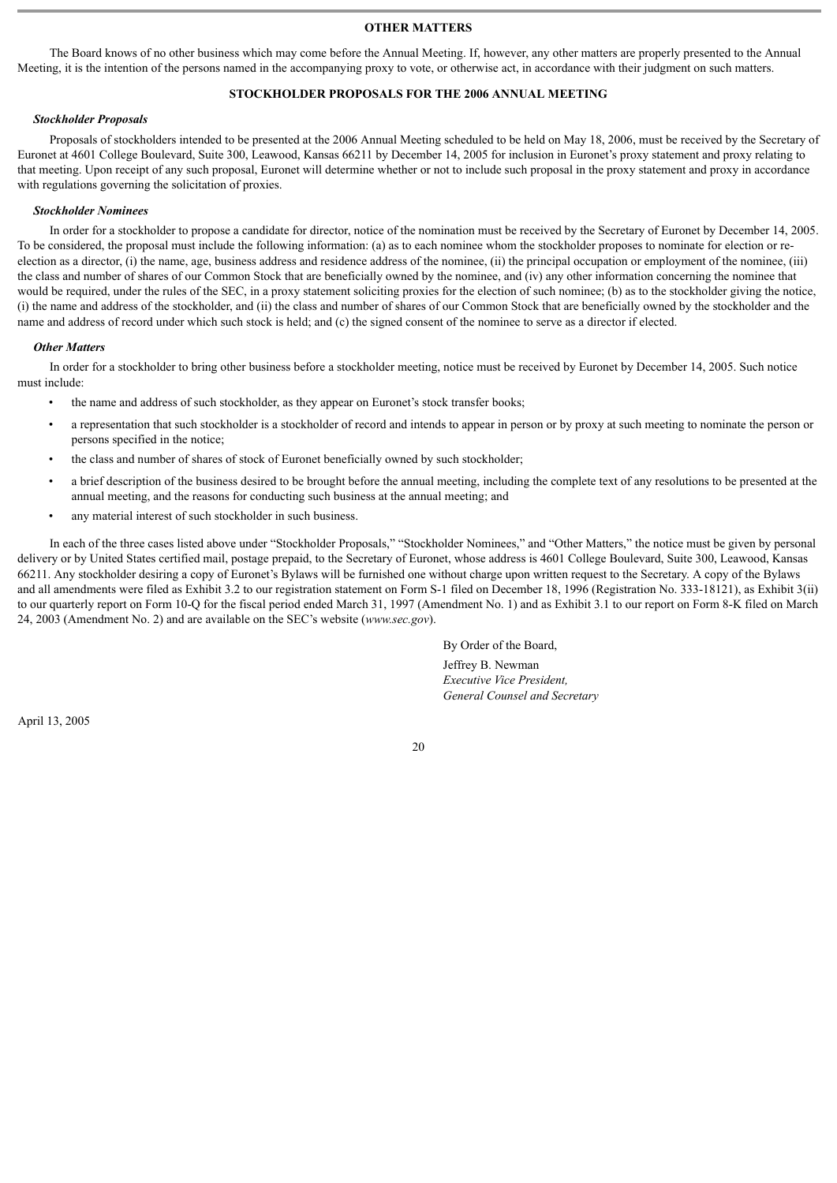## OTHER MATTERS

The Board knows of no other business which may come before the Annual Meeting. If, however, any other matters are properly presented to the Annual Meeting, it is the intention of the persons named in the accompanying proxy to vote, or otherwise act, in accordance with their judgment on such matters.

## STOCKHOLDER PROPOSALS FOR THE 2006 ANNUAL MEETING

### *Stockholder Proposals*

Proposals of stockholders intended to be presented at the 2006 Annual Meeting scheduled to be held on May 18, 2006, must be received by the Secretary of Euronet at 4601 College Boulevard, Suite 300, Leawood, Kansas 66211 by December 14, 2005 for inclusion in Euronet's proxy statement and proxy relating to that meeting. Upon receipt of any such proposal, Euronet will determine whether or not to include such proposal in the proxy statement and proxy in accordance with regulations governing the solicitation of proxies.

### *Stockholder Nominees*

In order for a stockholder to propose a candidate for director, notice of the nomination must be received by the Secretary of Euronet by December 14, 2005. To be considered, the proposal must include the following information: (a) as to each nominee whom the stockholder proposes to nominate for election or re-election as a director, (i) the name, age, business address and residence address of the nominee, (ii) the principal occupation or employment of the nominee, (iii) the class and number of shares of our Common Stock that are beneficially owned by the nominee, and (iv) any other information concerning the nominee that would be required, under the rules of the SEC, in a proxy statement soliciting proxies for the election of such nominee; (b) as to the stockholder giving the notice, (i) the name and address of the stockholder, and (ii) the class and number of shares of our Common Stock that are beneficially owned by the stockholder and the name and address of record under which such stock is held; and (c) the signed consent of the nominee to serve as a director if elected.

### *Other Matters*

In order for a stockholder to bring other business before a stockholder meeting, notice must be received by Euronet by December 14, 2005. Such notice must include:

- the name and address of such stockholder, as they appear on Euronet's stock transfer books;
- a representation that such stockholder is a stockholder of record and intends to appear in person or by proxy at such meeting to nominate the person or persons specified in the notice;
- the class and number of shares of stock of Euronet beneficially owned by such stockholder;
- a brief description of the business desired to be brought before the annual meeting, including the complete text of any resolutions to be presented at the annual meeting, and the reasons for conducting such business at the annual meeting; and
- any material interest of such stockholder in such business.

In each of the three cases listed above under "Stockholder Proposals," "Stockholder Nominees," and "Other Matters," the notice must be given by personal delivery or by United States certified mail, postage prepaid, to the Secretary of Euronet, whose address is 4601 College Boulevard, Suite 300, Leawood, Kansas 66211. Any stockholder desiring a copy of Euronet's Bylaws will be furnished one without charge upon written request to the Secretary. A copy of the Bylaws and all amendments were filed as Exhibit 3.2 to our registration statement on Form S-1 filed on December 18, 1996 (Registration No. 333-18121), as Exhibit 3(ii) to our quarterly report on Form 10-Q for the fiscal period ended March 31, 1997 (Amendment No. 1) and as Exhibit 3.1 to our report on Form 8-K filed on March 24, 2003 (Amendment No. 2) and are available on the SEC's website (*www.sec.gov*).

By Order of the Board,

Jeffrey B. Newman
*Executive Vice President,*
*General Counsel and Secretary*

April 13, 2005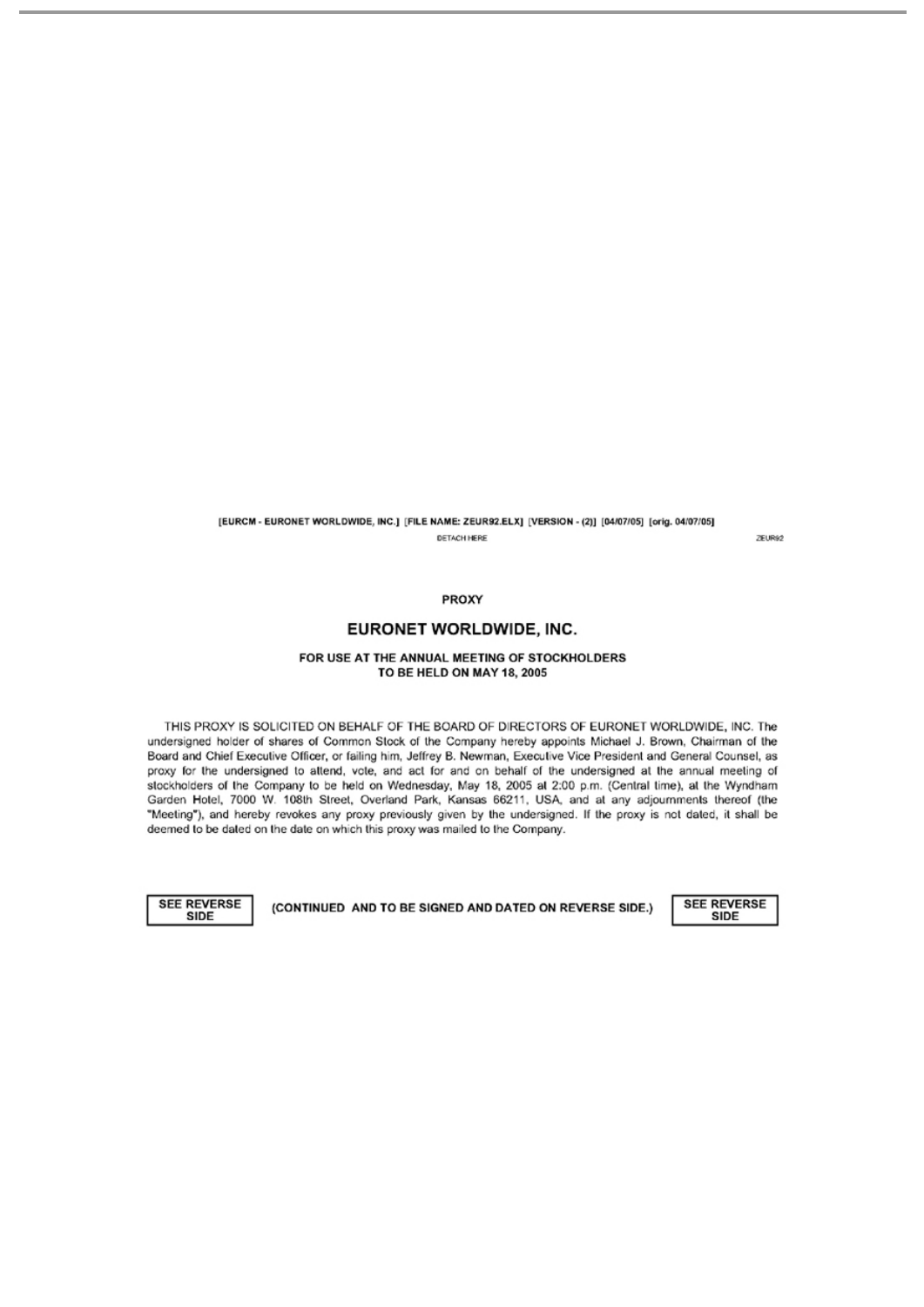[EURCM - EURONET WORLDWIDE, INC.] [FILE NAME: ZEUR92.ELX] [VERSION - (2)] [04/07/05] [orig. 04/07/05]

DETACH HERE ZEUR92

**PROXY**

## EURONET WORLDWIDE, INC.

**FOR USE AT THE ANNUAL MEETING OF STOCKHOLDERS TO BE HELD ON MAY 18, 2005**

THIS PROXY IS SOLICITED ON BEHALF OF THE BOARD OF DIRECTORS OF EURONET WORLDWIDE, INC. The undersigned holder of shares of Common Stock of the Company hereby appoints Michael J. Brown, Chairman of the Board and Chief Executive Officer, or failing him, Jeffrey B. Newman, Executive Vice President and General Counsel, as proxy for the undersigned to attend, vote, and act for and on behalf of the undersigned at the annual meeting of stockholders of the Company to be held on Wednesday, May 18, 2005 at 2:00 p.m. (Central time), at the Wyndham Garden Hotel, 7000 W. 108th Street, Overland Park, Kansas 66211, USA, and at any adjournments thereof (the "Meeting"), and hereby revokes any proxy previously given by the undersigned. If the proxy is not dated, it shall be deemed to be dated on the date on which this proxy was mailed to the Company.

**SEE REVERSE SIDE** **(CONTINUED AND TO BE SIGNED AND DATED ON REVERSE SIDE.)** **SEE REVERSE SIDE**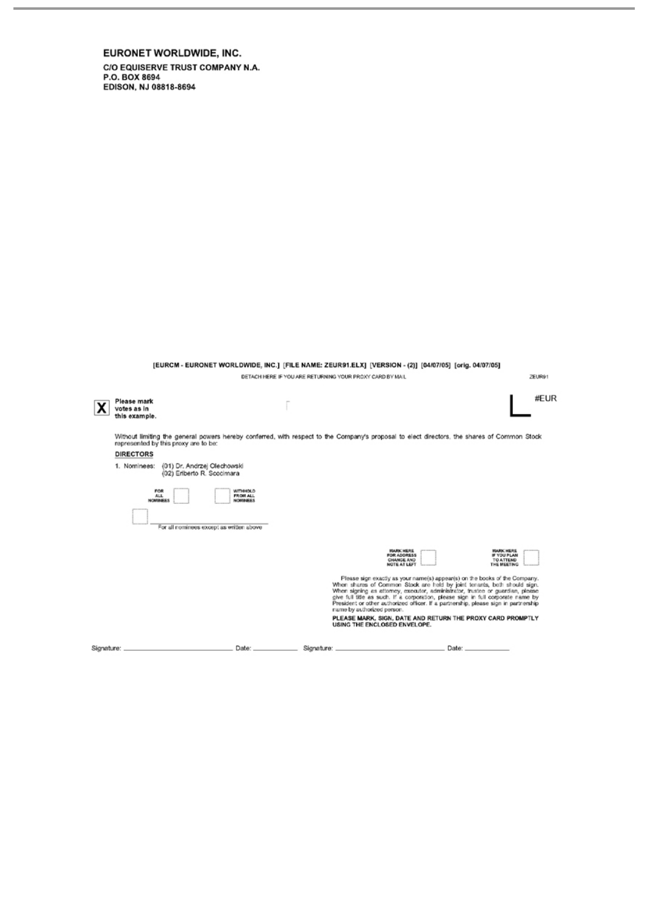**EURONET WORLDWIDE, INC.**
**C/O EQUISERVE TRUST COMPANY N.A.**
**P.O. BOX 8694**
**EDISON, NJ 08818-8694**

**[EURCM - EURONET WORLDWIDE, INC.] [FILE NAME: ZEUR91.ELX] [VERSION - (2)] [04/07/05] [orig. 04/07/05]**

DETACH HERE IF YOU ARE RETURNING YOUR PROXY CARD BY MAIL

ZEUR91

**X** **Please mark votes as in this example.**

#EUR

Without limiting the general powers hereby conferred, with respect to the Company's proposal to elect directors, the shares of Common Stock represented by this proxy are to be:

**DIRECTORS**

1. Nominees: (01) Dr. Andrzej Olechowski
   (02) Eriberto R. Scocimara

☐ FOR ALL NOMINEES ☐ WITHHOLD FROM ALL NOMINEES

☐ ______________________________
For all nominees except as written above

MARK HERE FOR ADDRESS CHANGE AND NOTE AT LEFT ☐

MARK HERE IF YOU PLAN TO ATTEND THE MEETING ☐

Please sign exactly as your name(s) appear(s) on the books of the Company. When shares of Common Stock are held by joint tenants, both should sign. When signing as attorney, executor, administrator, trustee or guardian, please give full title as such. If a corporation, please sign in full corporate name by President or other authorized officer. If a partnership, please sign in partnership name by authorized person.

**PLEASE MARK, SIGN, DATE AND RETURN THE PROXY CARD PROMPTLY USING THE ENCLOSED ENVELOPE.**

Signature: ______________________ Date: __________ Signature: ______________________ Date: __________